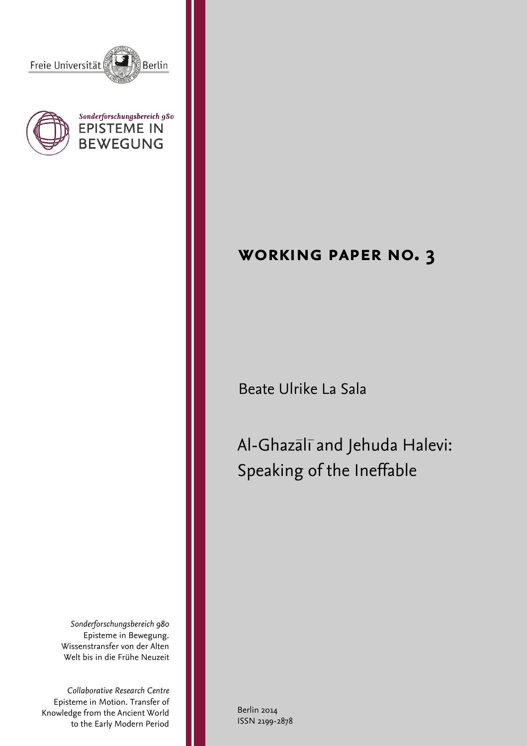Freie Universität Berlin

*Sonderforschungsbereich 980*
EPISTEME IN BEWEGUNG

# WORKING PAPER NO. 3

Beate Ulrike La Sala

# Al-Ghazālī and Jehuda Halevi: Speaking of the Ineffable

*Sonderforschungsbereich 980*
Episteme in Bewegung.
Wissenstransfer von der Alten
Welt bis in die Frühe Neuzeit

*Collaborative Research Centre*
Episteme in Motion. Transfer of
Knowledge from the Ancient World
to the Early Modern Period

Berlin 2014
ISSN 2199-2878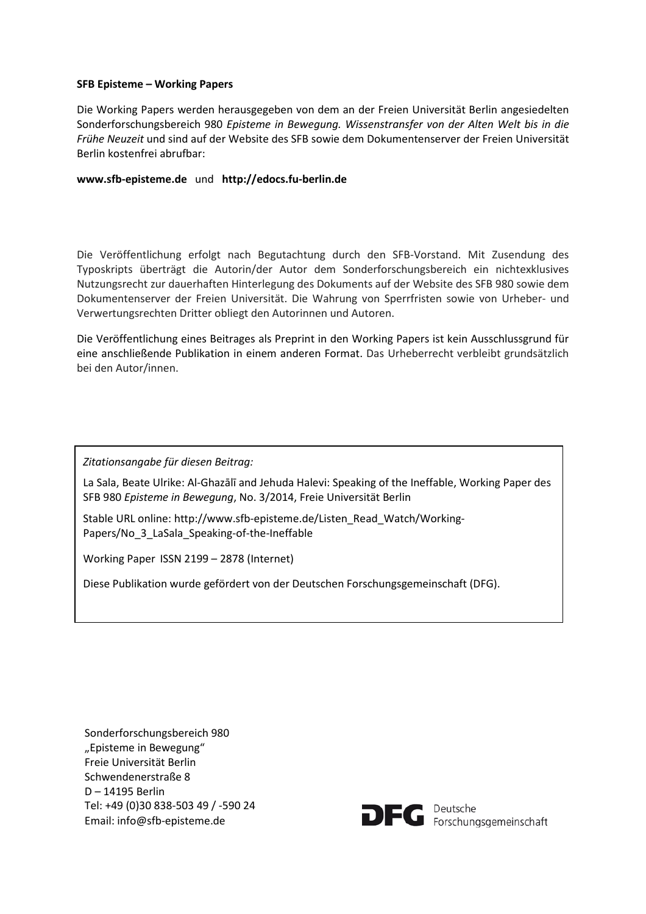**SFB Episteme – Working Papers**

Die Working Papers werden herausgegeben von dem an der Freien Universität Berlin angesiedelten Sonderforschungsbereich 980 *Episteme in Bewegung. Wissenstransfer von der Alten Welt bis in die Frühe Neuzeit* und sind auf der Website des SFB sowie dem Dokumentenserver der Freien Universität Berlin kostenfrei abrufbar:

**www.sfb-episteme.de** und **http://edocs.fu-berlin.de**

Die Veröffentlichung erfolgt nach Begutachtung durch den SFB-Vorstand. Mit Zusendung des Typoskripts überträgt die Autorin/der Autor dem Sonderforschungsbereich ein nichtexklusives Nutzungsrecht zur dauerhaften Hinterlegung des Dokuments auf der Website des SFB 980 sowie dem Dokumentenserver der Freien Universität. Die Wahrung von Sperrfristen sowie von Urheber- und Verwertungsrechten Dritter obliegt den Autorinnen und Autoren.

Die Veröffentlichung eines Beitrages als Preprint in den Working Papers ist kein Ausschlussgrund für eine anschließende Publikation in einem anderen Format. Das Urheberrecht verbleibt grundsätzlich bei den Autor/innen.

*Zitationsangabe für diesen Beitrag:*

La Sala, Beate Ulrike: Al-Ghazālī and Jehuda Halevi: Speaking of the Ineffable, Working Paper des SFB 980 *Episteme in Bewegung*, No. 3/2014, Freie Universität Berlin

Stable URL online: http://www.sfb-episteme.de/Listen_Read_Watch/Working-Papers/No_3_LaSala_Speaking-of-the-Ineffable

Working Paper ISSN 2199 – 2878 (Internet)

Diese Publikation wurde gefördert von der Deutschen Forschungsgemeinschaft (DFG).

Sonderforschungsbereich 980
„Episteme in Bewegung"
Freie Universität Berlin
Schwendenerstraße 8
D – 14195 Berlin
Tel: +49 (0)30 838-503 49 / -590 24
Email: info@sfb-episteme.de

DFG Deutsche Forschungsgemeinschaft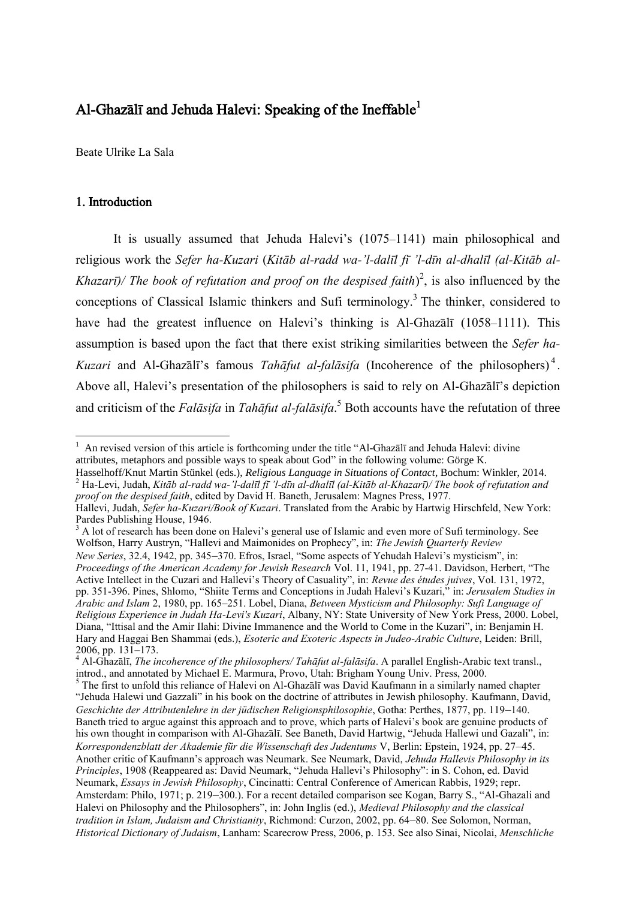# Al-Ghazālī and Jehuda Halevi: Speaking of the Ineffable[1]

Beate Ulrike La Sala

## 1. Introduction

It is usually assumed that Jehuda Halevi's (1075–1141) main philosophical and religious work the *Sefer ha-Kuzari* (*Kitāb al-radd wa-'l-dalīl fī 'l-dīn al-dhalīl (al-Kitāb al-Khazarī)/ The book of refutation and proof on the despised faith*)[2], is also influenced by the conceptions of Classical Islamic thinkers and Sufi terminology.[3] The thinker, considered to have had the greatest influence on Halevi's thinking is Al-Ghazālī (1058–1111). This assumption is based upon the fact that there exist striking similarities between the *Sefer ha-Kuzari* and Al-Ghazālī's famous *Tahāfut al-falāsifa* (Incoherence of the philosophers)[4]. Above all, Halevi's presentation of the philosophers is said to rely on Al-Ghazālī's depiction and criticism of the *Falāsifa* in *Tahāfut al-falāsifa*.[5] Both accounts have the refutation of three

---

[1] An revised version of this article is forthcoming under the title "Al-Ghazālī and Jehuda Halevi: divine attributes, metaphors and possible ways to speak about God" in the following volume: Görge K. Hasselhoff/Knut Martin Stünkel (eds.), *Religious Language in Situations of Contact*, Bochum: Winkler, 2014.

[2] Ha-Levi, Judah, *Kitāb al-radd wa-'l-dalīl fī 'l-dīn al-dhalīl (al-Kitāb al-Khazarī)/ The book of refutation and proof on the despised faith*, edited by David H. Baneth, Jerusalem: Magnes Press, 1977.
Hallevi, Judah, *Sefer ha-Kuzari/Book of Kuzari*. Translated from the Arabic by Hartwig Hirschfeld, New York: Pardes Publishing House, 1946.

[3] A lot of research has been done on Halevi's general use of Islamic and even more of Sufi terminology. See Wolfson, Harry Austryn, "Hallevi and Maimonides on Prophecy", in: *The Jewish Quarterly Review New Series*, 32.4, 1942, pp. 345–370. Efros, Israel, "Some aspects of Yehudah Halevi's mysticism", in: *Proceedings of the American Academy for Jewish Research* Vol. 11, 1941, pp. 27-41. Davidson, Herbert, "The Active Intellect in the Cuzari and Hallevi's Theory of Casuality", in: *Revue des études juives*, Vol. 131, 1972, pp. 351-396. Pines, Shlomo, "Shiite Terms and Conceptions in Judah Halevi's Kuzari," in: *Jerusalem Studies in Arabic and Islam* 2, 1980, pp. 165–251. Lobel, Diana, *Between Mysticism and Philosophy: Sufi Language of Religious Experience in Judah Ha-Levi's Kuzari*, Albany, NY: State University of New York Press, 2000. Lobel, Diana, "Ittisal and the Amir Ilahi: Divine Immanence and the World to Come in the Kuzari", in: Benjamin H. Hary and Haggai Ben Shammai (eds.), *Esoteric and Exoteric Aspects in Judeo-Arabic Culture*, Leiden: Brill, 2006, pp. 131–173.

[4] Al-Ghazālī, *The incoherence of the philosophers/ Tahāfut al-falāsifa*. A parallel English-Arabic text transl., introd., and annotated by Michael E. Marmura, Provo, Utah: Brigham Young Univ. Press, 2000.

[5] The first to unfold this reliance of Halevi on Al-Ghazālī was David Kaufmann in a similarly named chapter "Jehuda Halewi und Gazzali" in his book on the doctrine of attributes in Jewish philosophy. Kaufmann, David, *Geschichte der Attributenlehre in der jüdischen Religionsphilosophie*, Gotha: Perthes, 1877, pp. 119–140. Baneth tried to argue against this approach and to prove, which parts of Halevi's book are genuine products of his own thought in comparison with Al-Ghazālī. See Baneth, David Hartwig, "Jehuda Hallewi und Gazali", in: *Korrespondenzblatt der Akademie für die Wissenschaft des Judentums* V, Berlin: Epstein, 1924, pp. 27–45. Another critic of Kaufmann's approach was Neumark. See Neumark, David, *Jehuda Hallevis Philosophy in its Principles*, 1908 (Reappeared as: David Neumark, "Jehuda Hallevi's Philosophy": in S. Cohon, ed. David Neumark, *Essays in Jewish Philosophy*, Cincinatti: Central Conference of American Rabbis, 1929; repr. Amsterdam: Philo, 1971; p. 219–300.). For a recent detailed comparison see Kogan, Barry S., "Al-Ghazali and Halevi on Philosophy and the Philosophers", in: John Inglis (ed.), *Medieval Philosophy and the classical tradition in Islam, Judaism and Christianity*, Richmond: Curzon, 2002, pp. 64–80. See Solomon, Norman, *Historical Dictionary of Judaism*, Lanham: Scarecrow Press, 2006, p. 153. See also Sinai, Nicolai, *Menschliche*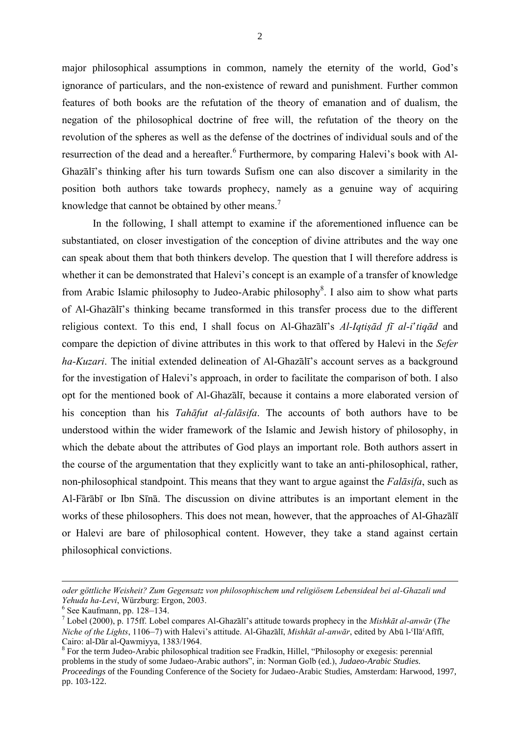major philosophical assumptions in common, namely the eternity of the world, God's ignorance of particulars, and the non-existence of reward and punishment. Further common features of both books are the refutation of the theory of emanation and of dualism, the negation of the philosophical doctrine of free will, the refutation of the theory on the revolution of the spheres as well as the defense of the doctrines of individual souls and of the resurrection of the dead and a hereafter.[6] Furthermore, by comparing Halevi's book with Al-Ghazālī's thinking after his turn towards Sufism one can also discover a similarity in the position both authors take towards prophecy, namely as a genuine way of acquiring knowledge that cannot be obtained by other means.[7]

In the following, I shall attempt to examine if the aforementioned influence can be substantiated, on closer investigation of the conception of divine attributes and the way one can speak about them that both thinkers develop. The question that I will therefore address is whether it can be demonstrated that Halevi's concept is an example of a transfer of knowledge from Arabic Islamic philosophy to Judeo-Arabic philosophy[8]. I also aim to show what parts of Al-Ghazālī's thinking became transformed in this transfer process due to the different religious context. To this end, I shall focus on Al-Ghazālī's *Al-Iqtiṣād fī al-iʿtiqād* and compare the depiction of divine attributes in this work to that offered by Halevi in the *Sefer ha-Kuzari*. The initial extended delineation of Al-Ghazālī's account serves as a background for the investigation of Halevi's approach, in order to facilitate the comparison of both. I also opt for the mentioned book of Al-Ghazālī, because it contains a more elaborated version of his conception than his *Tahāfut al-falāsifa*. The accounts of both authors have to be understood within the wider framework of the Islamic and Jewish history of philosophy, in which the debate about the attributes of God plays an important role. Both authors assert in the course of the argumentation that they explicitly want to take an anti-philosophical, rather, non-philosophical standpoint. This means that they want to argue against the *Falāsifa*, such as Al-Fārābī or Ibn Sīnā. The discussion on divine attributes is an important element in the works of these philosophers. This does not mean, however, that the approaches of Al-Ghazālī or Halevi are bare of philosophical content. However, they take a stand against certain philosophical convictions.

---

*oder göttliche Weisheit? Zum Gegensatz von philosophischem und religiösem Lebensideal bei al-Ghazali und Yehuda ha-Levi*, Würzburg: Ergon, 2003.

[6] See Kaufmann, pp. 128–134.

[7] Lobel (2000), p. 175ff. Lobel compares Al-Ghazālī's attitude towards prophecy in the *Mishkāt al-anwār* (*The Niche of the Lights*, 1106–7) with Halevi's attitude. Al-Ghazālī, *Mishkāt al-anwār*, edited by Abū l-ʿIlāʿAfīfī, Cairo: al-Dār al-Qawmiyya, 1383/1964.

[8] For the term Judeo-Arabic philosophical tradition see Fradkin, Hillel, "Philosophy or exegesis: perennial problems in the study of some Judaeo-Arabic authors", in: Norman Golb (ed.), *Judaeo-Arabic Studies. Proceedings* of the Founding Conference of the Society for Judaeo-Arabic Studies, Amsterdam: Harwood, 1997, pp. 103-122.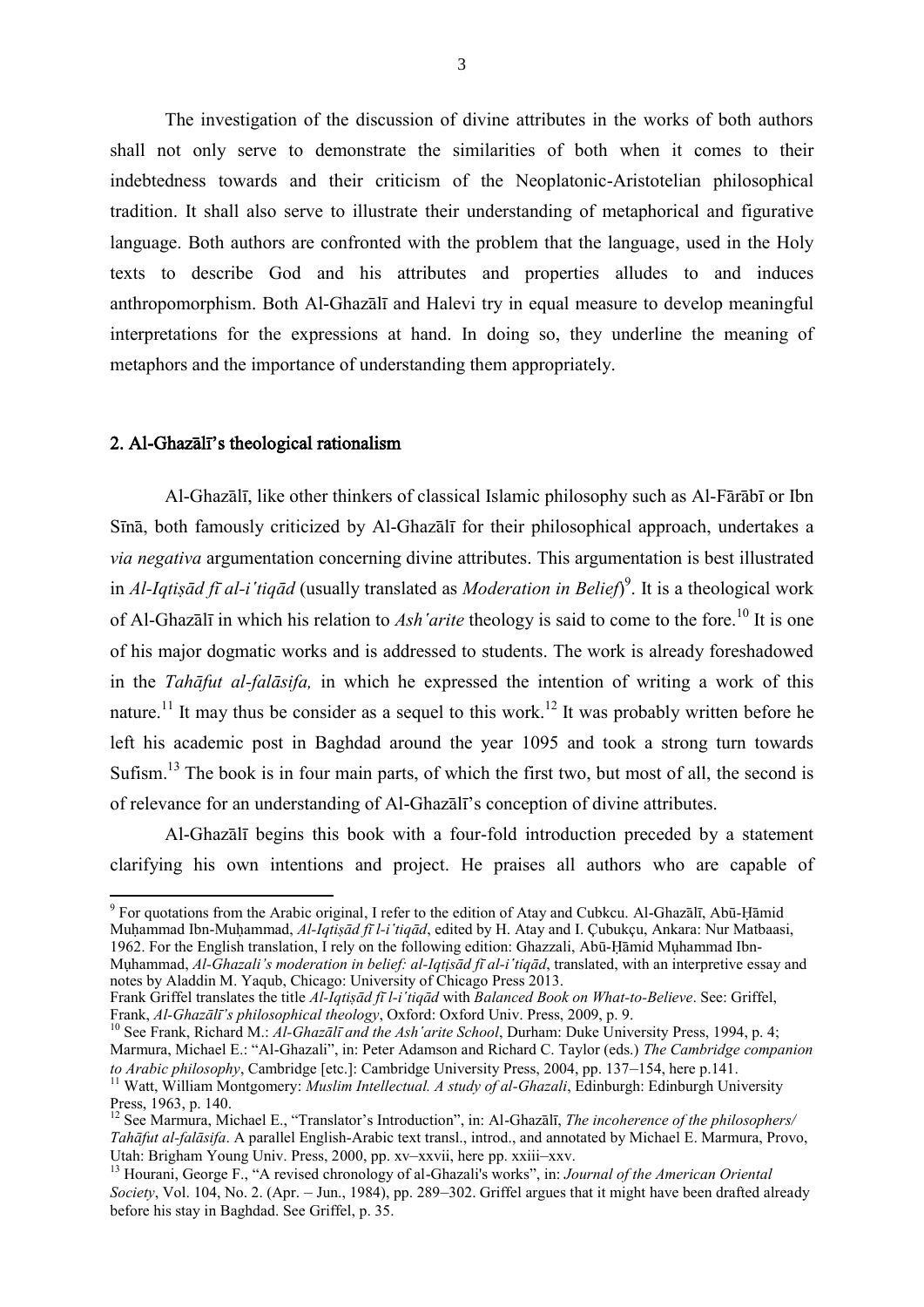The investigation of the discussion of divine attributes in the works of both authors shall not only serve to demonstrate the similarities of both when it comes to their indebtedness towards and their criticism of the Neoplatonic-Aristotelian philosophical tradition. It shall also serve to illustrate their understanding of metaphorical and figurative language. Both authors are confronted with the problem that the language, used in the Holy texts to describe God and his attributes and properties alludes to and induces anthropomorphism. Both Al-Ghazālī and Halevi try in equal measure to develop meaningful interpretations for the expressions at hand. In doing so, they underline the meaning of metaphors and the importance of understanding them appropriately.

## 2. Al-Ghazālī's theological rationalism

Al-Ghazālī, like other thinkers of classical Islamic philosophy such as Al-Fārābī or Ibn Sīnā, both famously criticized by Al-Ghazālī for their philosophical approach, undertakes a *via negativa* argumentation concerning divine attributes. This argumentation is best illustrated in *Al-Iqtiṣād fī al-iʿtiqād* (usually translated as *Moderation in Belief*)[9]. It is a theological work of Al-Ghazālī in which his relation to *Ash'arite* theology is said to come to the fore.[10] It is one of his major dogmatic works and is addressed to students. The work is already foreshadowed in the *Tahāfut al-falāsifa,* in which he expressed the intention of writing a work of this nature.[11] It may thus be consider as a sequel to this work.[12] It was probably written before he left his academic post in Baghdad around the year 1095 and took a strong turn towards Sufism.[13] The book is in four main parts, of which the first two, but most of all, the second is of relevance for an understanding of Al-Ghazālī's conception of divine attributes.

Al-Ghazālī begins this book with a four-fold introduction preceded by a statement clarifying his own intentions and project. He praises all authors who are capable of

---

[9] For quotations from the Arabic original, I refer to the edition of Atay and Cubkcu. Al-Ghazālī, Abū-Ḥāmid Muḥammad Ibn-Muḥammad, *Al-Iqtiṣād fī l-iʿtiqād*, edited by H. Atay and I. Çubukçu, Ankara: Nur Matbaasi, 1962. For the English translation, I rely on the following edition: Ghazzali, Abū-Ḥāmid Muḥammad Ibn-Muḥammad, *Al-Ghazali's moderation in belief: al-Iqtiṣād fī al-iʿtiqād*, translated, with an interpretive essay and notes by Aladdin M. Yaqub, Chicago: University of Chicago Press 2013.
Frank Griffel translates the title *Al-Iqtiṣād fī l-iʿtiqād* with *Balanced Book on What-to-Believe*. See: Griffel, Frank, *Al-Ghazālī's philosophical theology*, Oxford: Oxford Univ. Press, 2009, p. 9.

[10] See Frank, Richard M.: *Al-Ghazālī and the Ashʿarite School*, Durham: Duke University Press, 1994, p. 4; Marmura, Michael E.: "Al-Ghazali", in: Peter Adamson and Richard C. Taylor (eds.) *The Cambridge companion to Arabic philosophy*, Cambridge [etc.]: Cambridge University Press, 2004, pp. 137–154, here p.141.

[11] Watt, William Montgomery: *Muslim Intellectual. A study of al-Ghazali*, Edinburgh: Edinburgh University Press, 1963, p. 140.

[12] See Marmura, Michael E., "Translator's Introduction", in: Al-Ghazālī, *The incoherence of the philosophers/ Tahāfut al-falāsifa*. A parallel English-Arabic text transl., introd., and annotated by Michael E. Marmura, Provo, Utah: Brigham Young Univ. Press, 2000, pp. xv–xxvii, here pp. xxiii–xxv.

[13] Hourani, George F., "A revised chronology of al-Ghazali's works", in: *Journal of the American Oriental Society*, Vol. 104, No. 2. (Apr. – Jun., 1984), pp. 289–302. Griffel argues that it might have been drafted already before his stay in Baghdad. See Griffel, p. 35.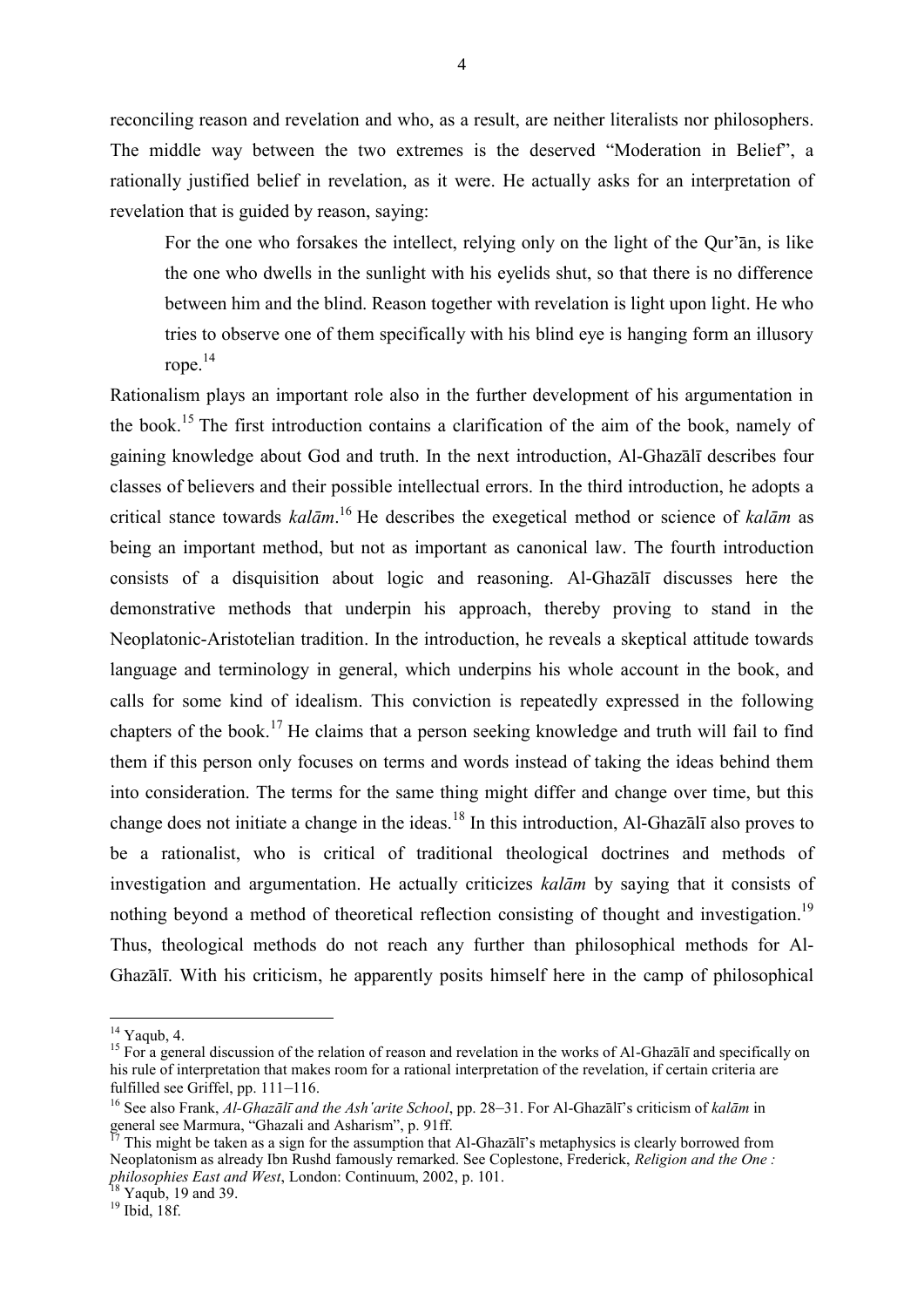reconciling reason and revelation and who, as a result, are neither literalists nor philosophers. The middle way between the two extremes is the deserved "Moderation in Belief", a rationally justified belief in revelation, as it were. He actually asks for an interpretation of revelation that is guided by reason, saying:

> For the one who forsakes the intellect, relying only on the light of the Qur'ān, is like the one who dwells in the sunlight with his eyelids shut, so that there is no difference between him and the blind. Reason together with revelation is light upon light. He who tries to observe one of them specifically with his blind eye is hanging form an illusory rope.[14]

Rationalism plays an important role also in the further development of his argumentation in the book.[15] The first introduction contains a clarification of the aim of the book, namely of gaining knowledge about God and truth. In the next introduction, Al-Ghazālī describes four classes of believers and their possible intellectual errors. In the third introduction, he adopts a critical stance towards *kalām*.[16] He describes the exegetical method or science of *kalām* as being an important method, but not as important as canonical law. The fourth introduction consists of a disquisition about logic and reasoning. Al-Ghazālī discusses here the demonstrative methods that underpin his approach, thereby proving to stand in the Neoplatonic-Aristotelian tradition. In the introduction, he reveals a skeptical attitude towards language and terminology in general, which underpins his whole account in the book, and calls for some kind of idealism. This conviction is repeatedly expressed in the following chapters of the book.[17] He claims that a person seeking knowledge and truth will fail to find them if this person only focuses on terms and words instead of taking the ideas behind them into consideration. The terms for the same thing might differ and change over time, but this change does not initiate a change in the ideas.[18] In this introduction, Al-Ghazālī also proves to be a rationalist, who is critical of traditional theological doctrines and methods of investigation and argumentation. He actually criticizes *kalām* by saying that it consists of nothing beyond a method of theoretical reflection consisting of thought and investigation.[19] Thus, theological methods do not reach any further than philosophical methods for Al-Ghazālī. With his criticism, he apparently posits himself here in the camp of philosophical

---

[14] Yaqub, 4.

[15] For a general discussion of the relation of reason and revelation in the works of Al-Ghazālī and specifically on his rule of interpretation that makes room for a rational interpretation of the revelation, if certain criteria are fulfilled see Griffel, pp. 111–116.

[16] See also Frank, *Al-Ghazālī and the Ash'arite School*, pp. 28–31. For Al-Ghazālī's criticism of *kalām* in general see Marmura, "Ghazali and Asharism", p. 91ff.

[17] This might be taken as a sign for the assumption that Al-Ghazālī's metaphysics is clearly borrowed from Neoplatonism as already Ibn Rushd famously remarked. See Coplestone, Frederick, *Religion and the One : philosophies East and West*, London: Continuum, 2002, p. 101.

[18] Yaqub, 19 and 39.

[19] Ibid, 18f.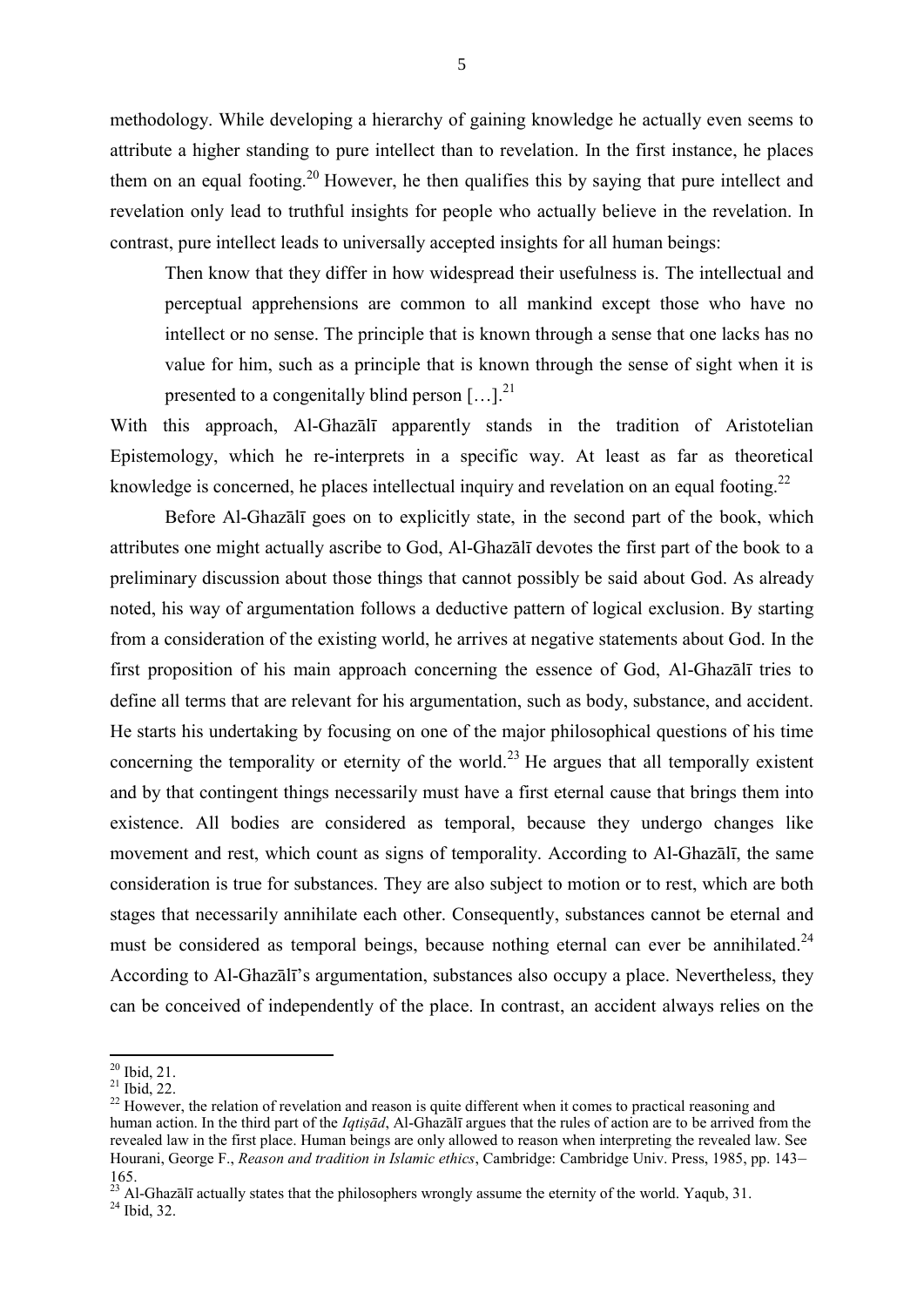methodology. While developing a hierarchy of gaining knowledge he actually even seems to attribute a higher standing to pure intellect than to revelation. In the first instance, he places them on an equal footing.[20] However, he then qualifies this by saying that pure intellect and revelation only lead to truthful insights for people who actually believe in the revelation. In contrast, pure intellect leads to universally accepted insights for all human beings:

> Then know that they differ in how widespread their usefulness is. The intellectual and perceptual apprehensions are common to all mankind except those who have no intellect or no sense. The principle that is known through a sense that one lacks has no value for him, such as a principle that is known through the sense of sight when it is presented to a congenitally blind person […].[21]

With this approach, Al-Ghazālī apparently stands in the tradition of Aristotelian Epistemology, which he re-interprets in a specific way. At least as far as theoretical knowledge is concerned, he places intellectual inquiry and revelation on an equal footing.[22]

Before Al-Ghazālī goes on to explicitly state, in the second part of the book, which attributes one might actually ascribe to God, Al-Ghazālī devotes the first part of the book to a preliminary discussion about those things that cannot possibly be said about God. As already noted, his way of argumentation follows a deductive pattern of logical exclusion. By starting from a consideration of the existing world, he arrives at negative statements about God. In the first proposition of his main approach concerning the essence of God, Al-Ghazālī tries to define all terms that are relevant for his argumentation, such as body, substance, and accident. He starts his undertaking by focusing on one of the major philosophical questions of his time concerning the temporality or eternity of the world.[23] He argues that all temporally existent and by that contingent things necessarily must have a first eternal cause that brings them into existence. All bodies are considered as temporal, because they undergo changes like movement and rest, which count as signs of temporality. According to Al-Ghazālī, the same consideration is true for substances. They are also subject to motion or to rest, which are both stages that necessarily annihilate each other. Consequently, substances cannot be eternal and must be considered as temporal beings, because nothing eternal can ever be annihilated.[24] According to Al-Ghazālī's argumentation, substances also occupy a place. Nevertheless, they can be conceived of independently of the place. In contrast, an accident always relies on the

---

[20] Ibid, 21.

[21] Ibid, 22.

[22] However, the relation of revelation and reason is quite different when it comes to practical reasoning and human action. In the third part of the *Iqtiṣād*, Al-Ghazālī argues that the rules of action are to be arrived from the revealed law in the first place. Human beings are only allowed to reason when interpreting the revealed law. See Hourani, George F., *Reason and tradition in Islamic ethics*, Cambridge: Cambridge Univ. Press, 1985, pp. 143–165.

[23] Al-Ghazālī actually states that the philosophers wrongly assume the eternity of the world. Yaqub, 31.

[24] Ibid, 32.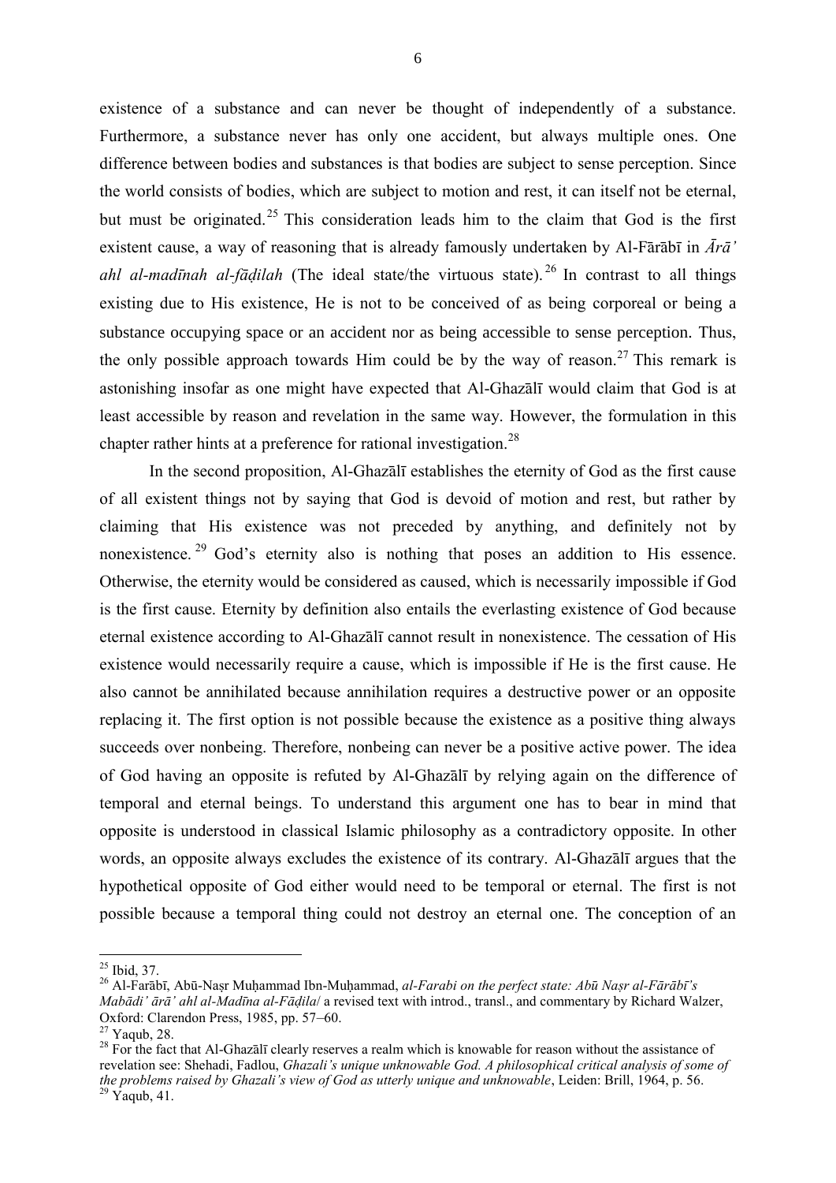existence of a substance and can never be thought of independently of a substance. Furthermore, a substance never has only one accident, but always multiple ones. One difference between bodies and substances is that bodies are subject to sense perception. Since the world consists of bodies, which are subject to motion and rest, it can itself not be eternal, but must be originated.[25] This consideration leads him to the claim that God is the first existent cause, a way of reasoning that is already famously undertaken by Al-Fārābī in *Ārā' ahl al-madīnah al-fāḍilah* (The ideal state/the virtuous state).[26] In contrast to all things existing due to His existence, He is not to be conceived of as being corporeal or being a substance occupying space or an accident nor as being accessible to sense perception. Thus, the only possible approach towards Him could be by the way of reason.[27] This remark is astonishing insofar as one might have expected that Al-Ghazālī would claim that God is at least accessible by reason and revelation in the same way. However, the formulation in this chapter rather hints at a preference for rational investigation.[28]

In the second proposition, Al-Ghazālī establishes the eternity of God as the first cause of all existent things not by saying that God is devoid of motion and rest, but rather by claiming that His existence was not preceded by anything, and definitely not by nonexistence.[29] God's eternity also is nothing that poses an addition to His essence. Otherwise, the eternity would be considered as caused, which is necessarily impossible if God is the first cause. Eternity by definition also entails the everlasting existence of God because eternal existence according to Al-Ghazālī cannot result in nonexistence. The cessation of His existence would necessarily require a cause, which is impossible if He is the first cause. He also cannot be annihilated because annihilation requires a destructive power or an opposite replacing it. The first option is not possible because the existence as a positive thing always succeeds over nonbeing. Therefore, nonbeing can never be a positive active power. The idea of God having an opposite is refuted by Al-Ghazālī by relying again on the difference of temporal and eternal beings. To understand this argument one has to bear in mind that opposite is understood in classical Islamic philosophy as a contradictory opposite. In other words, an opposite always excludes the existence of its contrary. Al-Ghazālī argues that the hypothetical opposite of God either would need to be temporal or eternal. The first is not possible because a temporal thing could not destroy an eternal one. The conception of an

---

[25] Ibid, 37.

[26] Al-Farābī, Abū-Naṣr Muḥammad Ibn-Muḥammad, *al-Farabi on the perfect state: Abū Naṣr al-Fārābī's Mabādi' ārā' ahl al-Madīna al-Fāḍila*/ a revised text with introd., transl., and commentary by Richard Walzer, Oxford: Clarendon Press, 1985, pp. 57–60.

[27] Yaqub, 28.

[28] For the fact that Al-Ghazālī clearly reserves a realm which is knowable for reason without the assistance of revelation see: Shehadi, Fadlou, *Ghazali's unique unknowable God. A philosophical critical analysis of some of the problems raised by Ghazali's view of God as utterly unique and unknowable*, Leiden: Brill, 1964, p. 56.

[29] Yaqub, 41.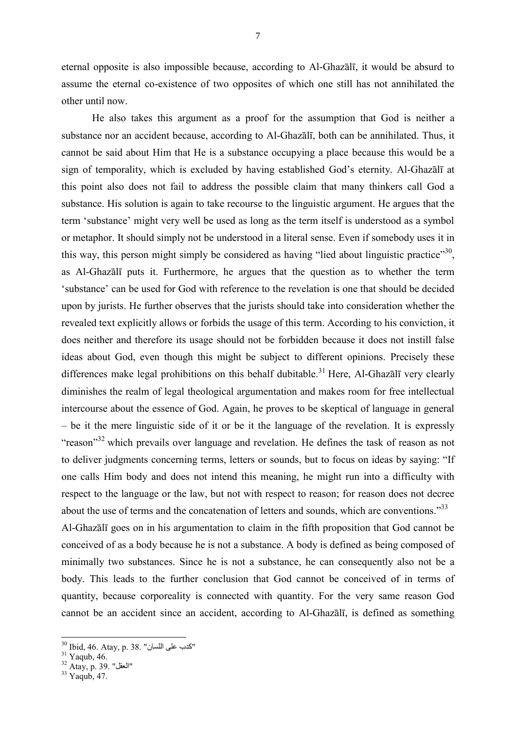eternal opposite is also impossible because, according to Al-Ghazālī, it would be absurd to assume the eternal co-existence of two opposites of which one still has not annihilated the other until now.

He also takes this argument as a proof for the assumption that God is neither a substance nor an accident because, according to Al-Ghazālī, both can be annihilated. Thus, it cannot be said about Him that He is a substance occupying a place because this would be a sign of temporality, which is excluded by having established God's eternity. Al-Ghazālī at this point also does not fail to address the possible claim that many thinkers call God a substance. His solution is again to take recourse to the linguistic argument. He argues that the term 'substance' might very well be used as long as the term itself is understood as a symbol or metaphor. It should simply not be understood in a literal sense. Even if somebody uses it in this way, this person might simply be considered as having "lied about linguistic practice"[30], as Al-Ghazālī puts it. Furthermore, he argues that the question as to whether the term 'substance' can be used for God with reference to the revelation is one that should be decided upon by jurists. He further observes that the jurists should take into consideration whether the revealed text explicitly allows or forbids the usage of this term. According to his conviction, it does neither and therefore its usage should not be forbidden because it does not instill false ideas about God, even though this might be subject to different opinions. Precisely these differences make legal prohibitions on this behalf dubitable.[31] Here, Al-Ghazālī very clearly diminishes the realm of legal theological argumentation and makes room for free intellectual intercourse about the essence of God. Again, he proves to be skeptical of language in general – be it the mere linguistic side of it or be it the language of the revelation. It is expressly "reason"[32] which prevails over language and revelation. He defines the task of reason as not to deliver judgments concerning terms, letters or sounds, but to focus on ideas by saying: "If one calls Him body and does not intend this meaning, he might run into a difficulty with respect to the language or the law, but not with respect to reason; for reason does not decree about the use of terms and the concatenation of letters and sounds, which are conventions."[33]

Al-Ghazālī goes on in his argumentation to claim in the fifth proposition that God cannot be conceived of as a body because he is not a substance. A body is defined as being composed of minimally two substances. Since he is not a substance, he can consequently also not be a body. This leads to the further conclusion that God cannot be conceived of in terms of quantity, because corporeality is connected with quantity. For the very same reason God cannot be an accident since an accident, according to Al-Ghazālī, is defined as something

---

[30] Ibid, 46. Atay, p. 38. "كذب على اللسان"

[31] Yaqub, 46.

[32] Atay, p. 39. "العقل"

[33] Yaqub, 47.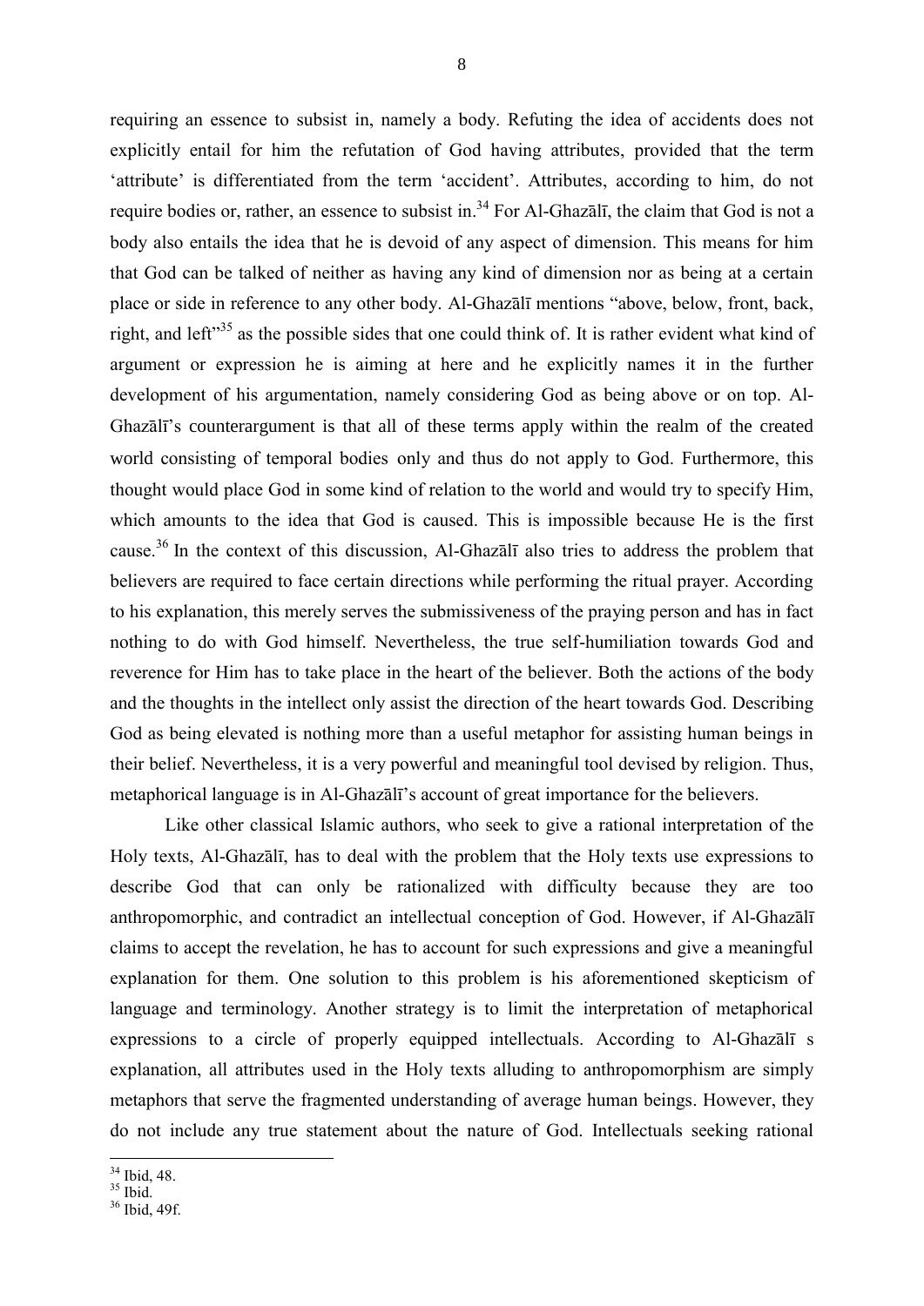requiring an essence to subsist in, namely a body. Refuting the idea of accidents does not explicitly entail for him the refutation of God having attributes, provided that the term 'attribute' is differentiated from the term 'accident'. Attributes, according to him, do not require bodies or, rather, an essence to subsist in.[34] For Al-Ghazālī, the claim that God is not a body also entails the idea that he is devoid of any aspect of dimension. This means for him that God can be talked of neither as having any kind of dimension nor as being at a certain place or side in reference to any other body. Al-Ghazālī mentions "above, below, front, back, right, and left"[35] as the possible sides that one could think of. It is rather evident what kind of argument or expression he is aiming at here and he explicitly names it in the further development of his argumentation, namely considering God as being above or on top. Al-Ghazālī's counterargument is that all of these terms apply within the realm of the created world consisting of temporal bodies only and thus do not apply to God. Furthermore, this thought would place God in some kind of relation to the world and would try to specify Him, which amounts to the idea that God is caused. This is impossible because He is the first cause.[36] In the context of this discussion, Al-Ghazālī also tries to address the problem that believers are required to face certain directions while performing the ritual prayer. According to his explanation, this merely serves the submissiveness of the praying person and has in fact nothing to do with God himself. Nevertheless, the true self-humiliation towards God and reverence for Him has to take place in the heart of the believer. Both the actions of the body and the thoughts in the intellect only assist the direction of the heart towards God. Describing God as being elevated is nothing more than a useful metaphor for assisting human beings in their belief. Nevertheless, it is a very powerful and meaningful tool devised by religion. Thus, metaphorical language is in Al-Ghazālī's account of great importance for the believers.

Like other classical Islamic authors, who seek to give a rational interpretation of the Holy texts, Al-Ghazālī, has to deal with the problem that the Holy texts use expressions to describe God that can only be rationalized with difficulty because they are too anthropomorphic, and contradict an intellectual conception of God. However, if Al-Ghazālī claims to accept the revelation, he has to account for such expressions and give a meaningful explanation for them. One solution to this problem is his aforementioned skepticism of language and terminology. Another strategy is to limit the interpretation of metaphorical expressions to a circle of properly equipped intellectuals. According to Al-Ghazālī s explanation, all attributes used in the Holy texts alluding to anthropomorphism are simply metaphors that serve the fragmented understanding of average human beings. However, they do not include any true statement about the nature of God. Intellectuals seeking rational

[34] Ibid, 48.
[35] Ibid.
[36] Ibid, 49f.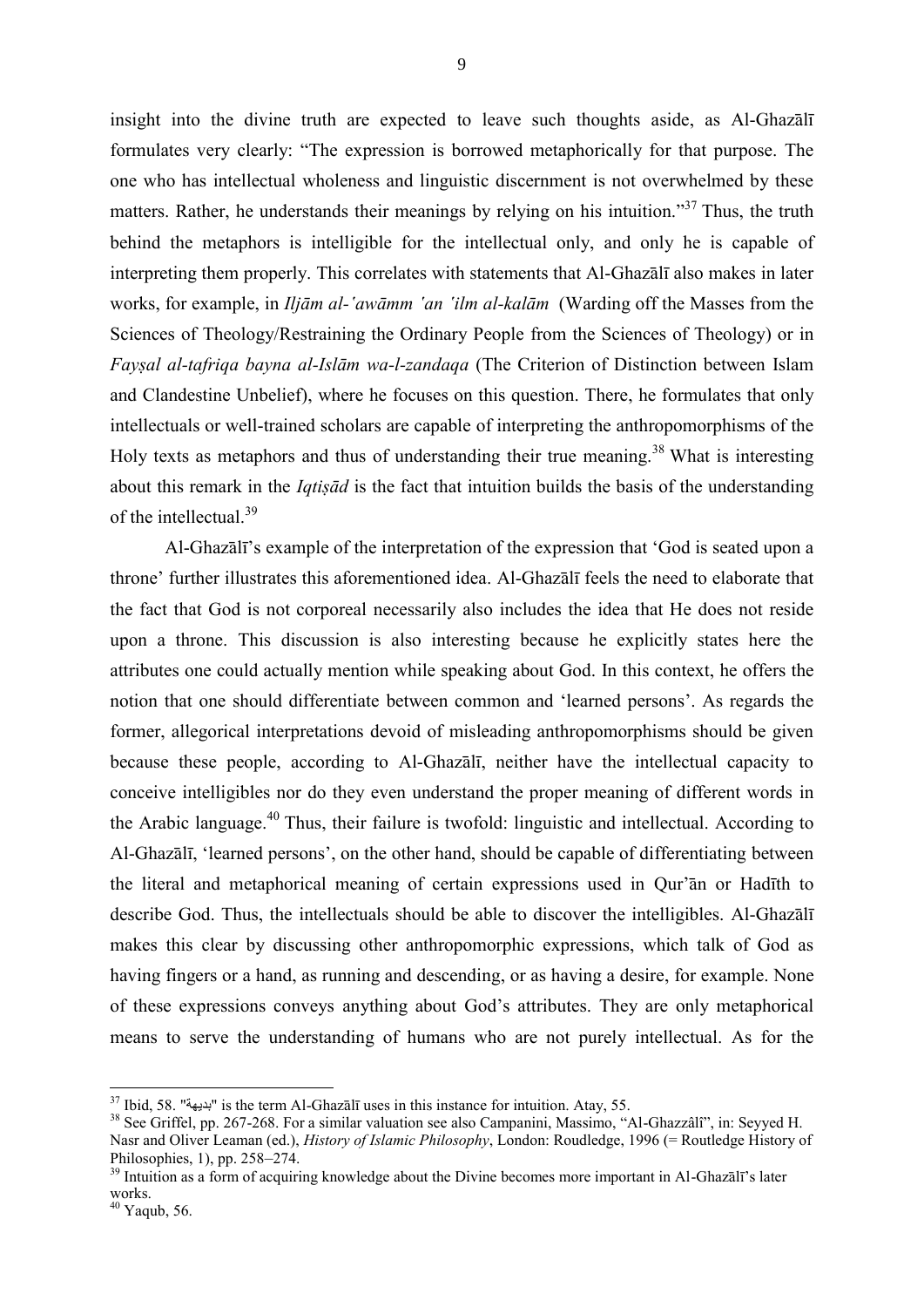insight into the divine truth are expected to leave such thoughts aside, as Al-Ghazālī formulates very clearly: "The expression is borrowed metaphorically for that purpose. The one who has intellectual wholeness and linguistic discernment is not overwhelmed by these matters. Rather, he understands their meanings by relying on his intuition."[37] Thus, the truth behind the metaphors is intelligible for the intellectual only, and only he is capable of interpreting them properly. This correlates with statements that Al-Ghazālī also makes in later works, for example, in *Iljām al-'awāmm 'an 'ilm al-kalām* (Warding off the Masses from the Sciences of Theology/Restraining the Ordinary People from the Sciences of Theology) or in *Fayṣal al-tafriqa bayna al-Islām wa-l-zandaqa* (The Criterion of Distinction between Islam and Clandestine Unbelief), where he focuses on this question. There, he formulates that only intellectuals or well-trained scholars are capable of interpreting the anthropomorphisms of the Holy texts as metaphors and thus of understanding their true meaning.[38] What is interesting about this remark in the *Iqtiṣād* is the fact that intuition builds the basis of the understanding of the intellectual.[39]

Al-Ghazālī's example of the interpretation of the expression that 'God is seated upon a throne' further illustrates this aforementioned idea. Al-Ghazālī feels the need to elaborate that the fact that God is not corporeal necessarily also includes the idea that He does not reside upon a throne. This discussion is also interesting because he explicitly states here the attributes one could actually mention while speaking about God. In this context, he offers the notion that one should differentiate between common and 'learned persons'. As regards the former, allegorical interpretations devoid of misleading anthropomorphisms should be given because these people, according to Al-Ghazālī, neither have the intellectual capacity to conceive intelligibles nor do they even understand the proper meaning of different words in the Arabic language.[40] Thus, their failure is twofold: linguistic and intellectual. According to Al-Ghazālī, 'learned persons', on the other hand, should be capable of differentiating between the literal and metaphorical meaning of certain expressions used in Qur'ān or Hadīth to describe God. Thus, the intellectuals should be able to discover the intelligibles. Al-Ghazālī makes this clear by discussing other anthropomorphic expressions, which talk of God as having fingers or a hand, as running and descending, or as having a desire, for example. None of these expressions conveys anything about God's attributes. They are only metaphorical means to serve the understanding of humans who are not purely intellectual. As for the

---

[37] Ibid, 58. "بديهة" is the term Al-Ghazālī uses in this instance for intuition. Atay, 55.

[38] See Griffel, pp. 267-268. For a similar valuation see also Campanini, Massimo, "Al-Ghazzâlî", in: Seyyed H. Nasr and Oliver Leaman (ed.), *History of Islamic Philosophy*, London: Roudledge, 1996 (= Routledge History of Philosophies, 1), pp. 258–274.

[39] Intuition as a form of acquiring knowledge about the Divine becomes more important in Al-Ghazālī's later works.

[40] Yaqub, 56.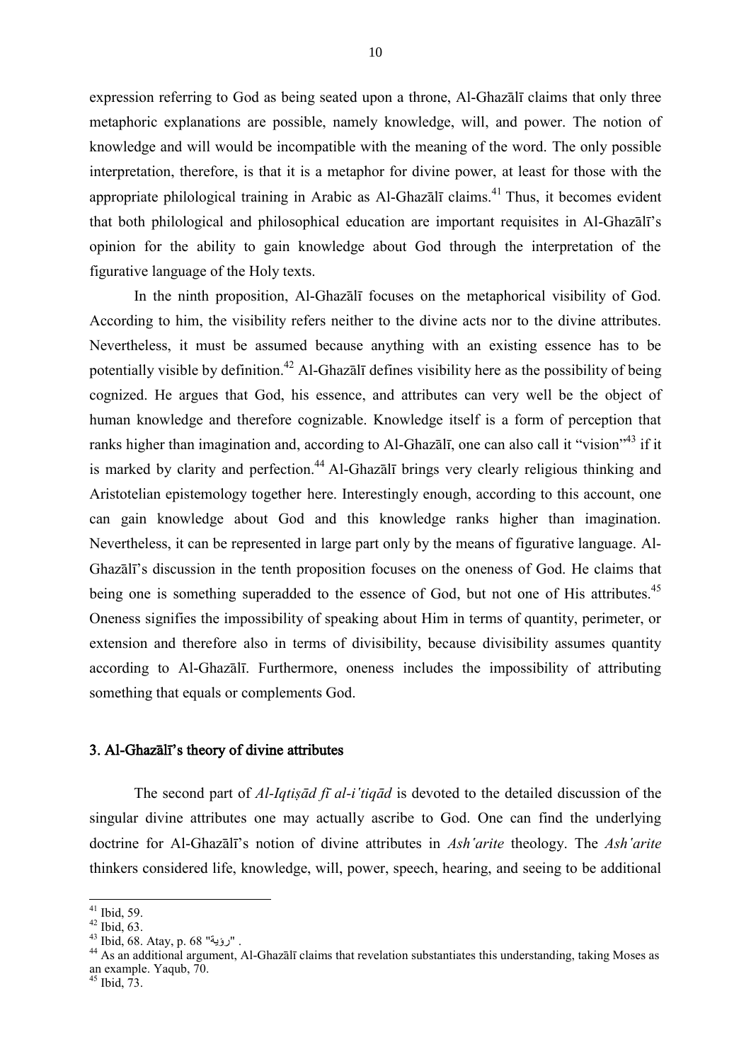expression referring to God as being seated upon a throne, Al-Ghazālī claims that only three metaphoric explanations are possible, namely knowledge, will, and power. The notion of knowledge and will would be incompatible with the meaning of the word. The only possible interpretation, therefore, is that it is a metaphor for divine power, at least for those with the appropriate philological training in Arabic as Al-Ghazālī claims.[41] Thus, it becomes evident that both philological and philosophical education are important requisites in Al-Ghazālī's opinion for the ability to gain knowledge about God through the interpretation of the figurative language of the Holy texts.

In the ninth proposition, Al-Ghazālī focuses on the metaphorical visibility of God. According to him, the visibility refers neither to the divine acts nor to the divine attributes. Nevertheless, it must be assumed because anything with an existing essence has to be potentially visible by definition.[42] Al-Ghazālī defines visibility here as the possibility of being cognized. He argues that God, his essence, and attributes can very well be the object of human knowledge and therefore cognizable. Knowledge itself is a form of perception that ranks higher than imagination and, according to Al-Ghazālī, one can also call it "vision"[43] if it is marked by clarity and perfection.[44] Al-Ghazālī brings very clearly religious thinking and Aristotelian epistemology together here. Interestingly enough, according to this account, one can gain knowledge about God and this knowledge ranks higher than imagination. Nevertheless, it can be represented in large part only by the means of figurative language. Al-Ghazālī's discussion in the tenth proposition focuses on the oneness of God. He claims that being one is something superadded to the essence of God, but not one of His attributes.[45] Oneness signifies the impossibility of speaking about Him in terms of quantity, perimeter, or extension and therefore also in terms of divisibility, because divisibility assumes quantity according to Al-Ghazālī. Furthermore, oneness includes the impossibility of attributing something that equals or complements God.

## 3. Al-Ghazālī's theory of divine attributes

The second part of *Al-Iqtiṣād fī al-iʿtiqād* is devoted to the detailed discussion of the singular divine attributes one may actually ascribe to God. One can find the underlying doctrine for Al-Ghazālī's notion of divine attributes in *Ashʿarite* theology. The *Ashʿarite* thinkers considered life, knowledge, will, power, speech, hearing, and seeing to be additional

---

[41] Ibid, 59.

[42] Ibid, 63.

[43] Ibid, 68. Atay, p. 68 "رؤية" .

[44] As an additional argument, Al-Ghazālī claims that revelation substantiates this understanding, taking Moses as an example. Yaqub, 70.

[45] Ibid, 73.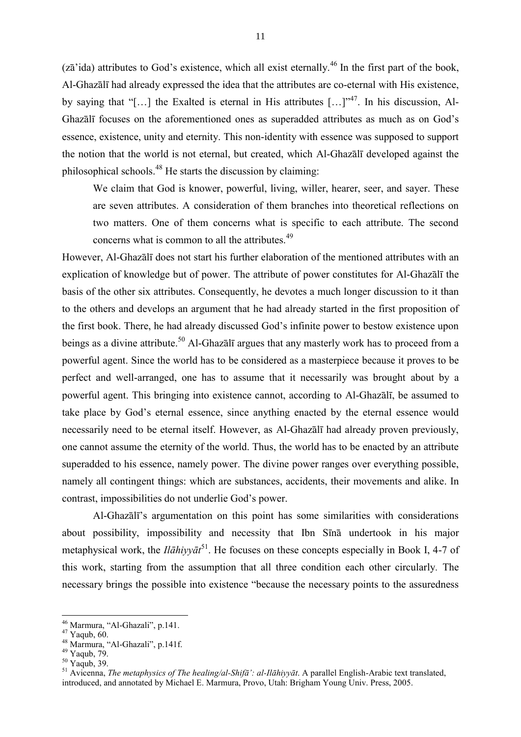(zā'ida) attributes to God's existence, which all exist eternally.[46] In the first part of the book, Al-Ghazālī had already expressed the idea that the attributes are co-eternal with His existence, by saying that "[…] the Exalted is eternal in His attributes […]"[47]. In his discussion, Al-Ghazālī focuses on the aforementioned ones as superadded attributes as much as on God's essence, existence, unity and eternity. This non-identity with essence was supposed to support the notion that the world is not eternal, but created, which Al-Ghazālī developed against the philosophical schools.[48] He starts the discussion by claiming:

> We claim that God is knower, powerful, living, willer, hearer, seer, and sayer. These are seven attributes. A consideration of them branches into theoretical reflections on two matters. One of them concerns what is specific to each attribute. The second concerns what is common to all the attributes.[49]

However, Al-Ghazālī does not start his further elaboration of the mentioned attributes with an explication of knowledge but of power. The attribute of power constitutes for Al-Ghazālī the basis of the other six attributes. Consequently, he devotes a much longer discussion to it than to the others and develops an argument that he had already started in the first proposition of the first book. There, he had already discussed God's infinite power to bestow existence upon beings as a divine attribute.[50] Al-Ghazālī argues that any masterly work has to proceed from a powerful agent. Since the world has to be considered as a masterpiece because it proves to be perfect and well-arranged, one has to assume that it necessarily was brought about by a powerful agent. This bringing into existence cannot, according to Al-Ghazālī, be assumed to take place by God's eternal essence, since anything enacted by the eternal essence would necessarily need to be eternal itself. However, as Al-Ghazālī had already proven previously, one cannot assume the eternity of the world. Thus, the world has to be enacted by an attribute superadded to his essence, namely power. The divine power ranges over everything possible, namely all contingent things: which are substances, accidents, their movements and alike. In contrast, impossibilities do not underlie God's power.

Al-Ghazālī's argumentation on this point has some similarities with considerations about possibility, impossibility and necessity that Ibn Sīnā undertook in his major metaphysical work, the *Ilāhiyyāt*[51]. He focuses on these concepts especially in Book I, 4-7 of this work, starting from the assumption that all three condition each other circularly. The necessary brings the possible into existence "because the necessary points to the assuredness

---

[46] Marmura, "Al-Ghazali", p.141.

[47] Yaqub, 60.

[48] Marmura, "Al-Ghazali", p.141f.

[49] Yaqub, 79.

[50] Yaqub, 39.

[51] Avicenna, *The metaphysics of The healing/al-Shifā': al-Ilāhiyyāt*. A parallel English-Arabic text translated, introduced, and annotated by Michael E. Marmura, Provo, Utah: Brigham Young Univ. Press, 2005.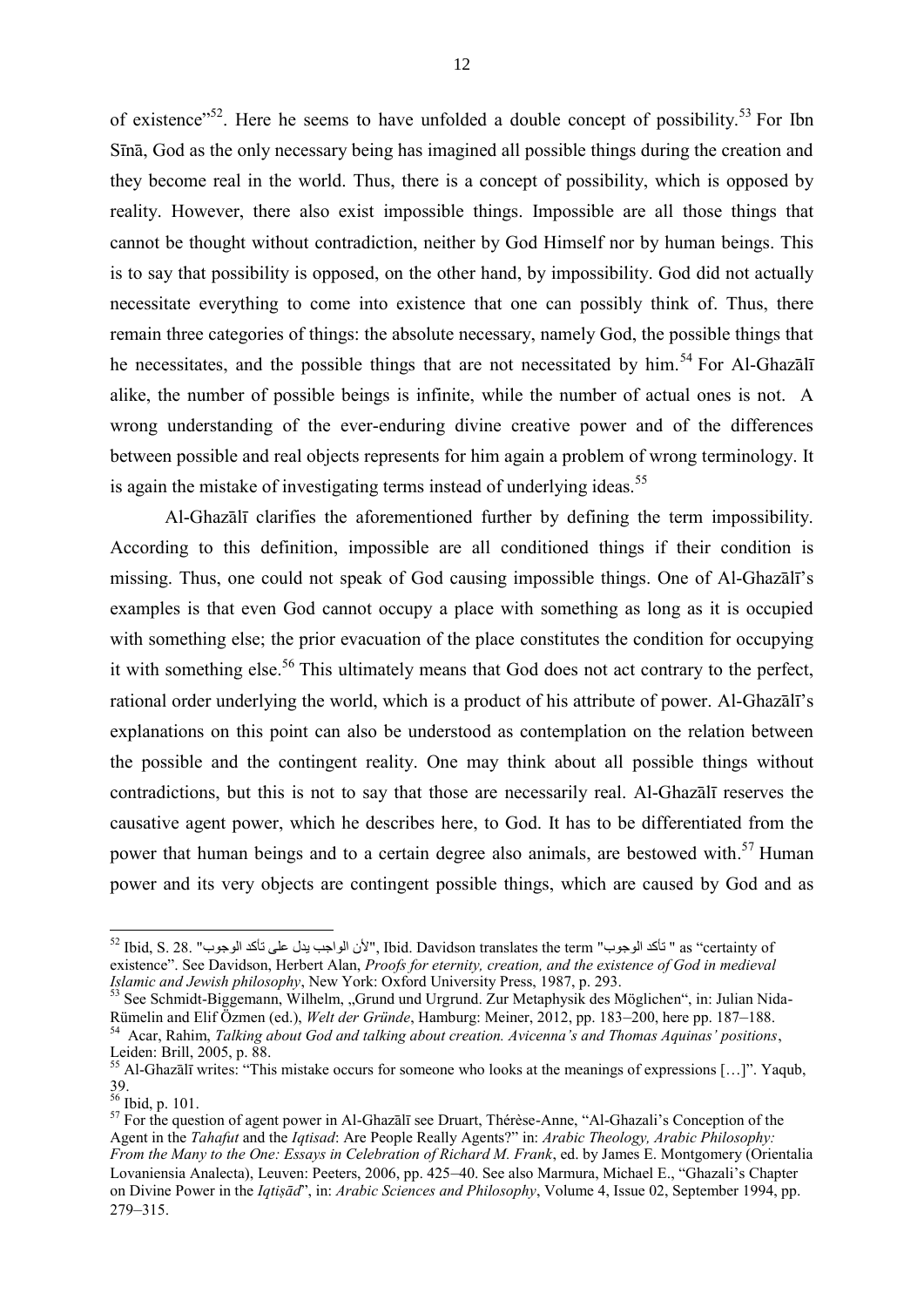of existence"[52]. Here he seems to have unfolded a double concept of possibility.[53] For Ibn Sīnā, God as the only necessary being has imagined all possible things during the creation and they become real in the world. Thus, there is a concept of possibility, which is opposed by reality. However, there also exist impossible things. Impossible are all those things that cannot be thought without contradiction, neither by God Himself nor by human beings. This is to say that possibility is opposed, on the other hand, by impossibility. God did not actually necessitate everything to come into existence that one can possibly think of. Thus, there remain three categories of things: the absolute necessary, namely God, the possible things that he necessitates, and the possible things that are not necessitated by him.[54] For Al-Ghazālī alike, the number of possible beings is infinite, while the number of actual ones is not. A wrong understanding of the ever-enduring divine creative power and of the differences between possible and real objects represents for him again a problem of wrong terminology. It is again the mistake of investigating terms instead of underlying ideas.[55]

Al-Ghazālī clarifies the aforementioned further by defining the term impossibility. According to this definition, impossible are all conditioned things if their condition is missing. Thus, one could not speak of God causing impossible things. One of Al-Ghazālī's examples is that even God cannot occupy a place with something as long as it is occupied with something else; the prior evacuation of the place constitutes the condition for occupying it with something else.[56] This ultimately means that God does not act contrary to the perfect, rational order underlying the world, which is a product of his attribute of power. Al-Ghazālī's explanations on this point can also be understood as contemplation on the relation between the possible and the contingent reality. One may think about all possible things without contradictions, but this is not to say that those are necessarily real. Al-Ghazālī reserves the causative agent power, which he describes here, to God. It has to be differentiated from the power that human beings and to a certain degree also animals, are bestowed with.[57] Human power and its very objects are contingent possible things, which are caused by God and as

---

[52] Ibid, S. 28. "لأن الواجب يدل على تأكد الوجوب", Ibid. Davidson translates the term "تأكد الوجوب" as "certainty of existence". See Davidson, Herbert Alan, *Proofs for eternity, creation, and the existence of God in medieval Islamic and Jewish philosophy*, New York: Oxford University Press, 1987, p. 293.

[53] See Schmidt-Biggemann, Wilhelm, „Grund und Urgrund. Zur Metaphysik des Möglichen", in: Julian Nida-Rümelin and Elif Özmen (ed.), *Welt der Gründe*, Hamburg: Meiner, 2012, pp. 183–200, here pp. 187–188.

[54] Acar, Rahim, *Talking about God and talking about creation. Avicenna's and Thomas Aquinas' positions*, Leiden: Brill, 2005, p. 88.

[55] Al-Ghazālī writes: "This mistake occurs for someone who looks at the meanings of expressions […]". Yaqub, 39.

[56] Ibid, p. 101.

[57] For the question of agent power in Al-Ghazālī see Druart, Thérèse-Anne, "Al-Ghazali's Conception of the Agent in the *Tahafut* and the *Iqtisad*: Are People Really Agents?" in: *Arabic Theology, Arabic Philosophy: From the Many to the One: Essays in Celebration of Richard M. Frank*, ed. by James E. Montgomery (Orientalia Lovaniensia Analecta), Leuven: Peeters, 2006, pp. 425–40. See also Marmura, Michael E., "Ghazali's Chapter on Divine Power in the *Iqtiṣād*", in: *Arabic Sciences and Philosophy*, Volume 4, Issue 02, September 1994, pp. 279–315.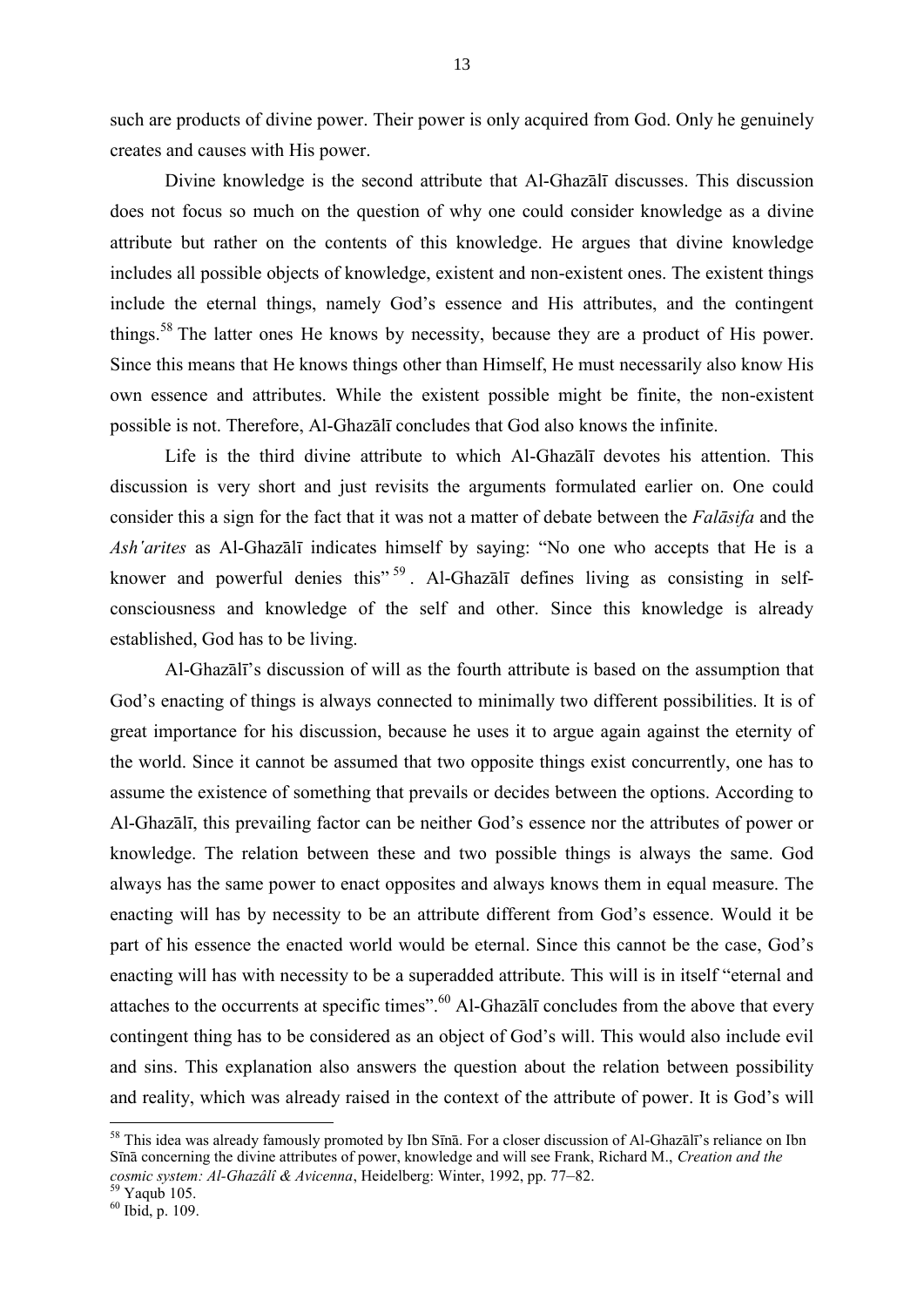such are products of divine power. Their power is only acquired from God. Only he genuinely creates and causes with His power.

Divine knowledge is the second attribute that Al-Ghazālī discusses. This discussion does not focus so much on the question of why one could consider knowledge as a divine attribute but rather on the contents of this knowledge. He argues that divine knowledge includes all possible objects of knowledge, existent and non-existent ones. The existent things include the eternal things, namely God's essence and His attributes, and the contingent things.[58] The latter ones He knows by necessity, because they are a product of His power. Since this means that He knows things other than Himself, He must necessarily also know His own essence and attributes. While the existent possible might be finite, the non-existent possible is not. Therefore, Al-Ghazālī concludes that God also knows the infinite.

Life is the third divine attribute to which Al-Ghazālī devotes his attention. This discussion is very short and just revisits the arguments formulated earlier on. One could consider this a sign for the fact that it was not a matter of debate between the *Falāsifa* and the *Ash'arites* as Al-Ghazālī indicates himself by saying: "No one who accepts that He is a knower and powerful denies this"[59]. Al-Ghazālī defines living as consisting in self-consciousness and knowledge of the self and other. Since this knowledge is already established, God has to be living.

Al-Ghazālī's discussion of will as the fourth attribute is based on the assumption that God's enacting of things is always connected to minimally two different possibilities. It is of great importance for his discussion, because he uses it to argue again against the eternity of the world. Since it cannot be assumed that two opposite things exist concurrently, one has to assume the existence of something that prevails or decides between the options. According to Al-Ghazālī, this prevailing factor can be neither God's essence nor the attributes of power or knowledge. The relation between these and two possible things is always the same. God always has the same power to enact opposites and always knows them in equal measure. The enacting will has by necessity to be an attribute different from God's essence. Would it be part of his essence the enacted world would be eternal. Since this cannot be the case, God's enacting will has with necessity to be a superadded attribute. This will is in itself "eternal and attaches to the occurrents at specific times".[60] Al-Ghazālī concludes from the above that every contingent thing has to be considered as an object of God's will. This would also include evil and sins. This explanation also answers the question about the relation between possibility and reality, which was already raised in the context of the attribute of power. It is God's will

---

[58] This idea was already famously promoted by Ibn Sīnā. For a closer discussion of Al-Ghazālī's reliance on Ibn Sīnā concerning the divine attributes of power, knowledge and will see Frank, Richard M., *Creation and the cosmic system: Al-Ghazâlî & Avicenna*, Heidelberg: Winter, 1992, pp. 77–82.

[59] Yaqub 105.

[60] Ibid, p. 109.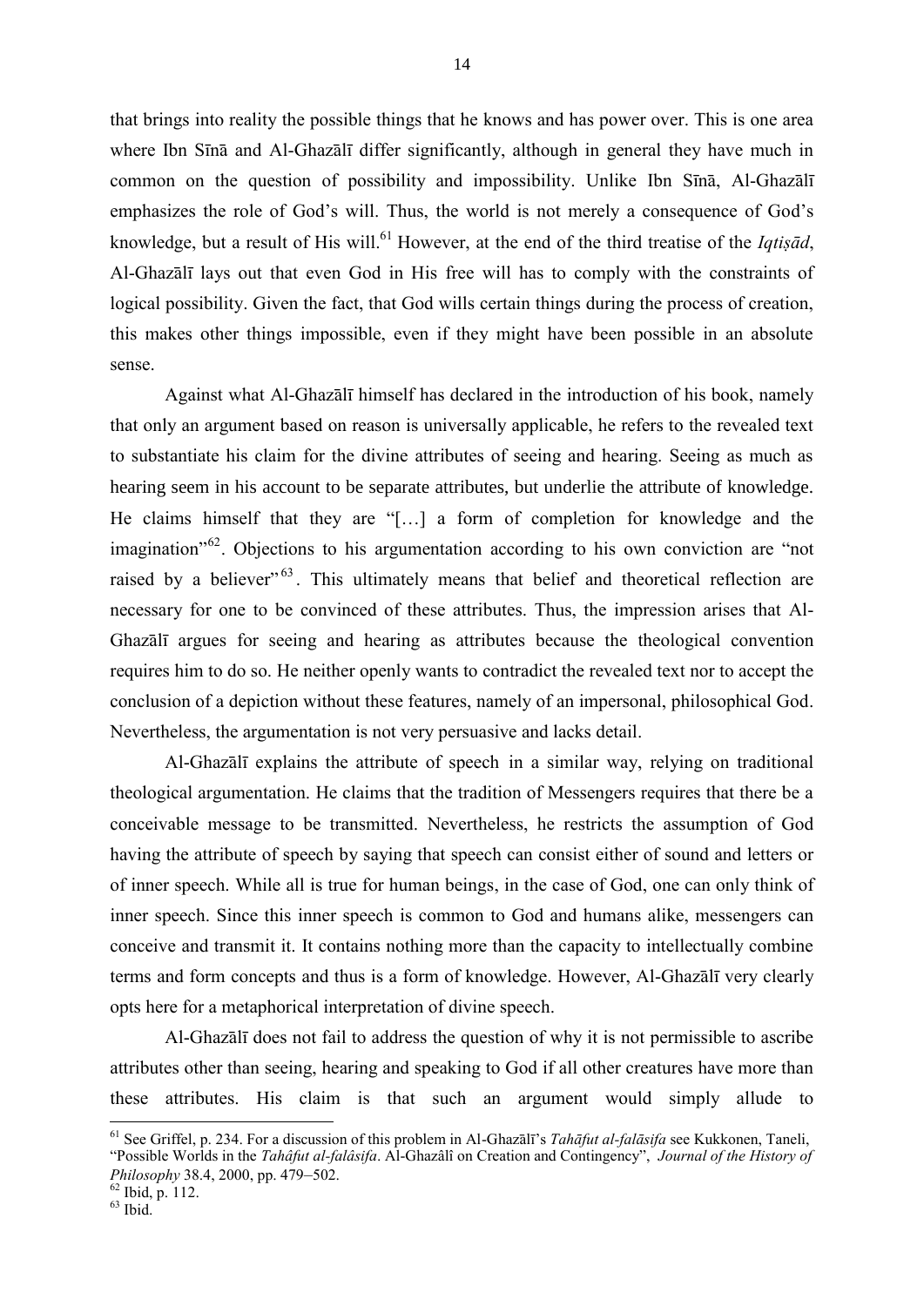that brings into reality the possible things that he knows and has power over. This is one area where Ibn Sīnā and Al-Ghazālī differ significantly, although in general they have much in common on the question of possibility and impossibility. Unlike Ibn Sīnā, Al-Ghazālī emphasizes the role of God's will. Thus, the world is not merely a consequence of God's knowledge, but a result of His will.[61] However, at the end of the third treatise of the *Iqtiṣād*, Al-Ghazālī lays out that even God in His free will has to comply with the constraints of logical possibility. Given the fact, that God wills certain things during the process of creation, this makes other things impossible, even if they might have been possible in an absolute sense.

Against what Al-Ghazālī himself has declared in the introduction of his book, namely that only an argument based on reason is universally applicable, he refers to the revealed text to substantiate his claim for the divine attributes of seeing and hearing. Seeing as much as hearing seem in his account to be separate attributes, but underlie the attribute of knowledge. He claims himself that they are "[…] a form of completion for knowledge and the imagination"[62]. Objections to his argumentation according to his own conviction are "not raised by a believer"[63]. This ultimately means that belief and theoretical reflection are necessary for one to be convinced of these attributes. Thus, the impression arises that Al-Ghazālī argues for seeing and hearing as attributes because the theological convention requires him to do so. He neither openly wants to contradict the revealed text nor to accept the conclusion of a depiction without these features, namely of an impersonal, philosophical God. Nevertheless, the argumentation is not very persuasive and lacks detail.

Al-Ghazālī explains the attribute of speech in a similar way, relying on traditional theological argumentation. He claims that the tradition of Messengers requires that there be a conceivable message to be transmitted. Nevertheless, he restricts the assumption of God having the attribute of speech by saying that speech can consist either of sound and letters or of inner speech. While all is true for human beings, in the case of God, one can only think of inner speech. Since this inner speech is common to God and humans alike, messengers can conceive and transmit it. It contains nothing more than the capacity to intellectually combine terms and form concepts and thus is a form of knowledge. However, Al-Ghazālī very clearly opts here for a metaphorical interpretation of divine speech.

Al-Ghazālī does not fail to address the question of why it is not permissible to ascribe attributes other than seeing, hearing and speaking to God if all other creatures have more than these attributes. His claim is that such an argument would simply allude to

---

[61] See Griffel, p. 234. For a discussion of this problem in Al-Ghazālī's *Tahāfut al-falāsifa* see Kukkonen, Taneli, "Possible Worlds in the *Tahâfut al-falâsifa*. Al-Ghazâlî on Creation and Contingency", *Journal of the History of Philosophy* 38.4, 2000, pp. 479–502.

[62] Ibid, p. 112.

[63] Ibid.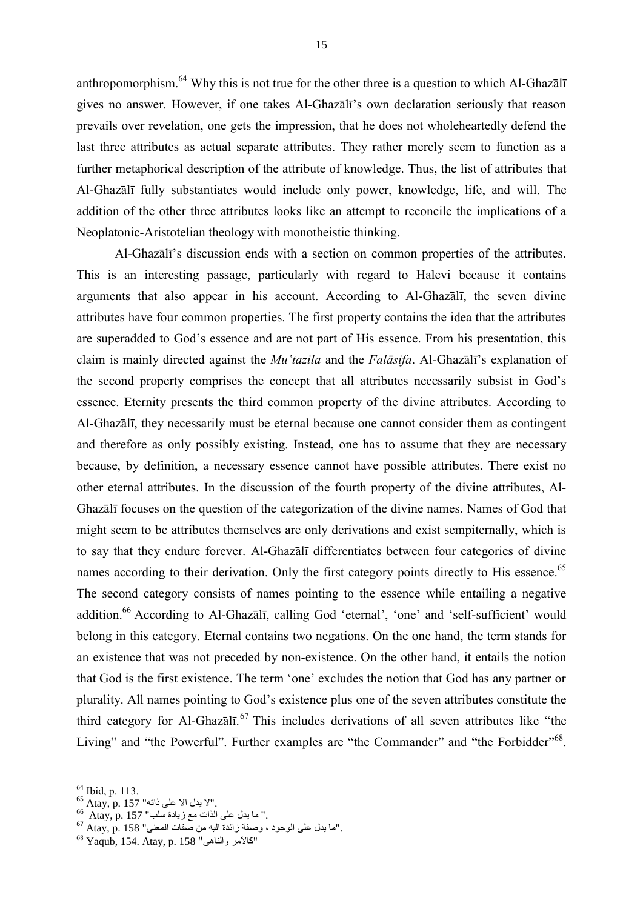anthropomorphism.[64] Why this is not true for the other three is a question to which Al-Ghazālī gives no answer. However, if one takes Al-Ghazālī's own declaration seriously that reason prevails over revelation, one gets the impression, that he does not wholeheartedly defend the last three attributes as actual separate attributes. They rather merely seem to function as a further metaphorical description of the attribute of knowledge. Thus, the list of attributes that Al-Ghazālī fully substantiates would include only power, knowledge, life, and will. The addition of the other three attributes looks like an attempt to reconcile the implications of a Neoplatonic-Aristotelian theology with monotheistic thinking.

Al-Ghazālī's discussion ends with a section on common properties of the attributes. This is an interesting passage, particularly with regard to Halevi because it contains arguments that also appear in his account. According to Al-Ghazālī, the seven divine attributes have four common properties. The first property contains the idea that the attributes are superadded to God's essence and are not part of His essence. From his presentation, this claim is mainly directed against the *Mu'tazila* and the *Falāsifa*. Al-Ghazālī's explanation of the second property comprises the concept that all attributes necessarily subsist in God's essence. Eternity presents the third common property of the divine attributes. According to Al-Ghazālī, they necessarily must be eternal because one cannot consider them as contingent and therefore as only possibly existing. Instead, one has to assume that they are necessary because, by definition, a necessary essence cannot have possible attributes. There exist no other eternal attributes. In the discussion of the fourth property of the divine attributes, Al-Ghazālī focuses on the question of the categorization of the divine names. Names of God that might seem to be attributes themselves are only derivations and exist sempiternally, which is to say that they endure forever. Al-Ghazālī differentiates between four categories of divine names according to their derivation. Only the first category points directly to His essence.[65] The second category consists of names pointing to the essence while entailing a negative addition.[66] According to Al-Ghazālī, calling God 'eternal', 'one' and 'self-sufficient' would belong in this category. Eternal contains two negations. On the one hand, the term stands for an existence that was not preceded by non-existence. On the other hand, it entails the notion that God is the first existence. The term 'one' excludes the notion that God has any partner or plurality. All names pointing to God's existence plus one of the seven attributes constitute the third category for Al-Ghazālī.[67] This includes derivations of all seven attributes like "the Living" and "the Powerful". Further examples are "the Commander" and "the Forbidder"[68].

---

[64] Ibid, p. 113.

[65] Atay, p. 157 "لا يدل الا على ذاته".

[66] Atay, p. 157 "ما يدل على الذات مع زيادة سلب".

[67] Atay, p. 158 "ما يدل على الوجود ، وصفة زائدة اليه من صفات المعنى".

[68] Yaqub, 154. Atay, p. 158 "كالآمر والناهى"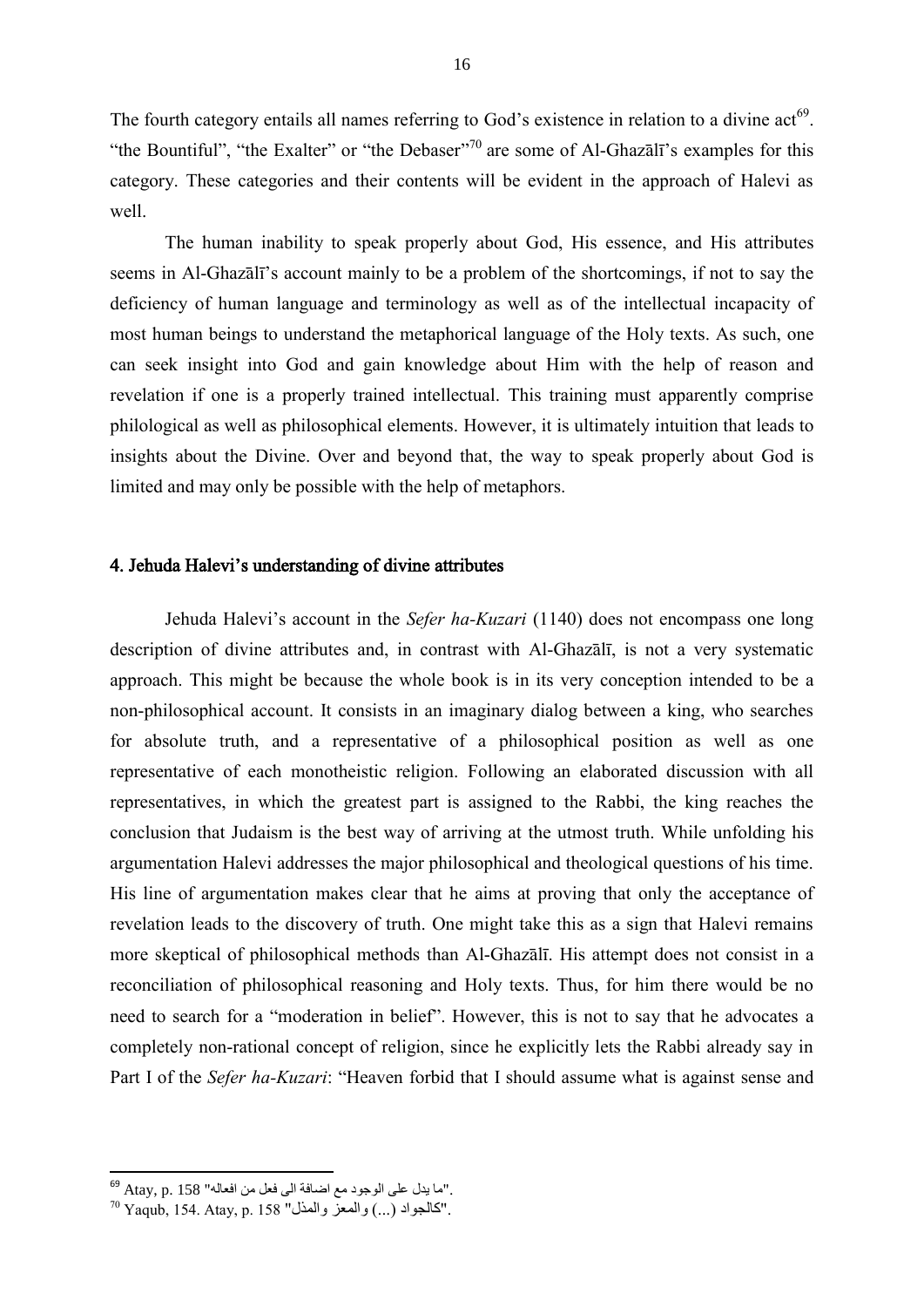The fourth category entails all names referring to God's existence in relation to a divine act[69]. "the Bountiful", "the Exalter" or "the Debaser"[70] are some of Al-Ghazālī's examples for this category. These categories and their contents will be evident in the approach of Halevi as well.

The human inability to speak properly about God, His essence, and His attributes seems in Al-Ghazālī's account mainly to be a problem of the shortcomings, if not to say the deficiency of human language and terminology as well as of the intellectual incapacity of most human beings to understand the metaphorical language of the Holy texts. As such, one can seek insight into God and gain knowledge about Him with the help of reason and revelation if one is a properly trained intellectual. This training must apparently comprise philological as well as philosophical elements. However, it is ultimately intuition that leads to insights about the Divine. Over and beyond that, the way to speak properly about God is limited and may only be possible with the help of metaphors.

## 4. Jehuda Halevi's understanding of divine attributes

Jehuda Halevi's account in the *Sefer ha-Kuzari* (1140) does not encompass one long description of divine attributes and, in contrast with Al-Ghazālī, is not a very systematic approach. This might be because the whole book is in its very conception intended to be a non-philosophical account. It consists in an imaginary dialog between a king, who searches for absolute truth, and a representative of a philosophical position as well as one representative of each monotheistic religion. Following an elaborated discussion with all representatives, in which the greatest part is assigned to the Rabbi, the king reaches the conclusion that Judaism is the best way of arriving at the utmost truth. While unfolding his argumentation Halevi addresses the major philosophical and theological questions of his time. His line of argumentation makes clear that he aims at proving that only the acceptance of revelation leads to the discovery of truth. One might take this as a sign that Halevi remains more skeptical of philosophical methods than Al-Ghazālī. His attempt does not consist in a reconciliation of philosophical reasoning and Holy texts. Thus, for him there would be no need to search for a "moderation in belief". However, this is not to say that he advocates a completely non-rational concept of religion, since he explicitly lets the Rabbi already say in Part I of the *Sefer ha-Kuzari*: "Heaven forbid that I should assume what is against sense and

---

[69] Atay, p. 158 "ما يدل على الوجود مع اضافة الى فعل من افعاله".

[70] Yaqub, 154. Atay, p. 158 "كالجواد (...) والمعز والمذل".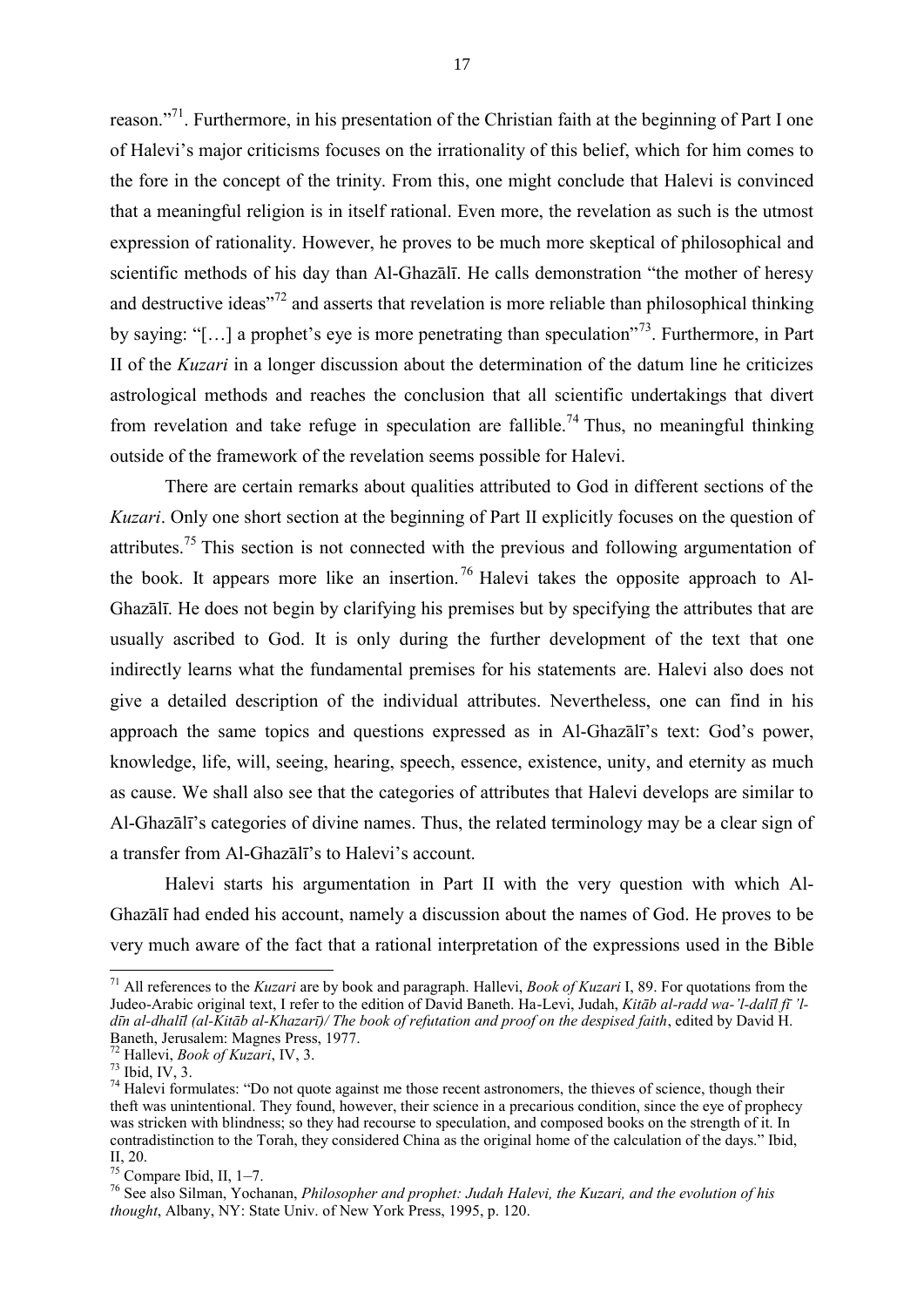reason."[71]. Furthermore, in his presentation of the Christian faith at the beginning of Part I one of Halevi's major criticisms focuses on the irrationality of this belief, which for him comes to the fore in the concept of the trinity. From this, one might conclude that Halevi is convinced that a meaningful religion is in itself rational. Even more, the revelation as such is the utmost expression of rationality. However, he proves to be much more skeptical of philosophical and scientific methods of his day than Al-Ghazālī. He calls demonstration "the mother of heresy and destructive ideas"[72] and asserts that revelation is more reliable than philosophical thinking by saying: "[…] a prophet's eye is more penetrating than speculation"[73]. Furthermore, in Part II of the *Kuzari* in a longer discussion about the determination of the datum line he criticizes astrological methods and reaches the conclusion that all scientific undertakings that divert from revelation and take refuge in speculation are fallible.[74] Thus, no meaningful thinking outside of the framework of the revelation seems possible for Halevi.

There are certain remarks about qualities attributed to God in different sections of the *Kuzari*. Only one short section at the beginning of Part II explicitly focuses on the question of attributes.[75] This section is not connected with the previous and following argumentation of the book. It appears more like an insertion.[76] Halevi takes the opposite approach to Al-Ghazālī. He does not begin by clarifying his premises but by specifying the attributes that are usually ascribed to God. It is only during the further development of the text that one indirectly learns what the fundamental premises for his statements are. Halevi also does not give a detailed description of the individual attributes. Nevertheless, one can find in his approach the same topics and questions expressed as in Al-Ghazālī's text: God's power, knowledge, life, will, seeing, hearing, speech, essence, existence, unity, and eternity as much as cause. We shall also see that the categories of attributes that Halevi develops are similar to Al-Ghazālī's categories of divine names. Thus, the related terminology may be a clear sign of a transfer from Al-Ghazālī's to Halevi's account.

Halevi starts his argumentation in Part II with the very question with which Al-Ghazālī had ended his account, namely a discussion about the names of God. He proves to be very much aware of the fact that a rational interpretation of the expressions used in the Bible

---

[71] All references to the *Kuzari* are by book and paragraph. Hallevi, *Book of Kuzari* I, 89. For quotations from the Judeo-Arabic original text, I refer to the edition of David Baneth. Ha-Levi, Judah, *Kitāb al-radd wa-'l-dalīl fī 'l-dīn al-dhalīl (al-Kitāb al-Khazarī)/ The book of refutation and proof on the despised faith*, edited by David H. Baneth, Jerusalem: Magnes Press, 1977.

[72] Hallevi, *Book of Kuzari*, IV, 3.

[73] Ibid, IV, 3.

[74] Halevi formulates: "Do not quote against me those recent astronomers, the thieves of science, though their theft was unintentional. They found, however, their science in a precarious condition, since the eye of prophecy was stricken with blindness; so they had recourse to speculation, and composed books on the strength of it. In contradistinction to the Torah, they considered China as the original home of the calculation of the days." Ibid, II, 20.

[75] Compare Ibid, II, 1–7.

[76] See also Silman, Yochanan, *Philosopher and prophet: Judah Halevi, the Kuzari, and the evolution of his thought*, Albany, NY: State Univ. of New York Press, 1995, p. 120.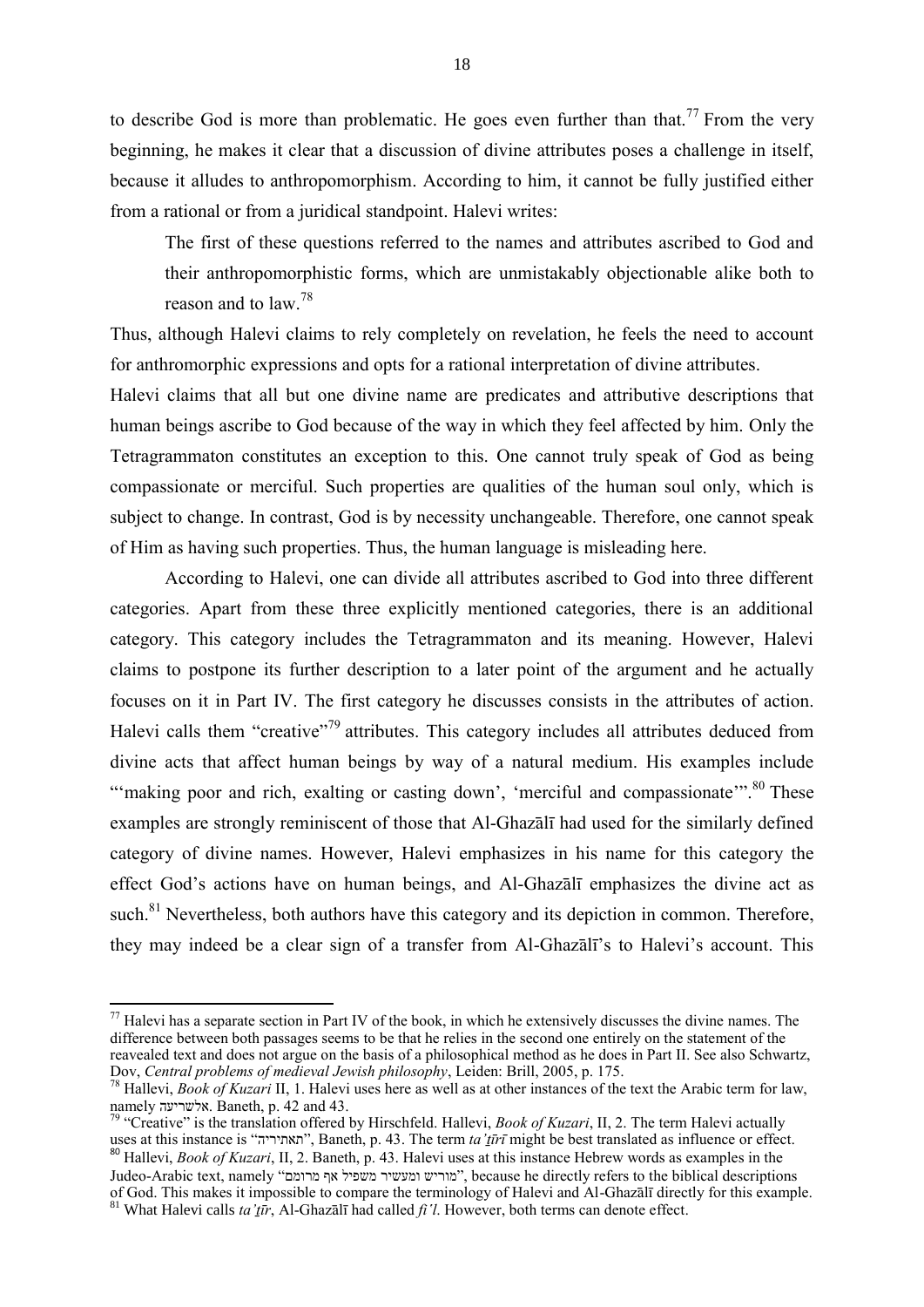to describe God is more than problematic. He goes even further than that.[77] From the very beginning, he makes it clear that a discussion of divine attributes poses a challenge in itself, because it alludes to anthropomorphism. According to him, it cannot be fully justified either from a rational or from a juridical standpoint. Halevi writes:

> The first of these questions referred to the names and attributes ascribed to God and their anthropomorphistic forms, which are unmistakably objectionable alike both to reason and to law.[78]

Thus, although Halevi claims to rely completely on revelation, he feels the need to account for anthromorphic expressions and opts for a rational interpretation of divine attributes.

Halevi claims that all but one divine name are predicates and attributive descriptions that human beings ascribe to God because of the way in which they feel affected by him. Only the Tetragrammaton constitutes an exception to this. One cannot truly speak of God as being compassionate or merciful. Such properties are qualities of the human soul only, which is subject to change. In contrast, God is by necessity unchangeable. Therefore, one cannot speak of Him as having such properties. Thus, the human language is misleading here.

According to Halevi, one can divide all attributes ascribed to God into three different categories. Apart from these three explicitly mentioned categories, there is an additional category. This category includes the Tetragrammaton and its meaning. However, Halevi claims to postpone its further description to a later point of the argument and he actually focuses on it in Part IV. The first category he discusses consists in the attributes of action. Halevi calls them "creative"[79] attributes. This category includes all attributes deduced from divine acts that affect human beings by way of a natural medium. His examples include "'making poor and rich, exalting or casting down', 'merciful and compassionate'".[80] These examples are strongly reminiscent of those that Al-Ghazālī had used for the similarly defined category of divine names. However, Halevi emphasizes in his name for this category the effect God's actions have on human beings, and Al-Ghazālī emphasizes the divine act as such.[81] Nevertheless, both authors have this category and its depiction in common. Therefore, they may indeed be a clear sign of a transfer from Al-Ghazālī's to Halevi's account. This

---

[77] Halevi has a separate section in Part IV of the book, in which he extensively discusses the divine names. The difference between both passages seems to be that he relies in the second one entirely on the statement of the reavealed text and does not argue on the basis of a philosophical method as he does in Part II. See also Schwartz, Dov, *Central problems of medieval Jewish philosophy*, Leiden: Brill, 2005, p. 175.

[78] Hallevi, *Book of Kuzari* II, 1. Halevi uses here as well as at other instances of the text the Arabic term for law, namely אלשריעה. Baneth, p. 42 and 43.

[79] "Creative" is the translation offered by Hirschfeld. Hallevi, *Book of Kuzari*, II, 2. The term Halevi actually uses at this instance is "תאתיריה", Baneth, p. 43. The term *ta'ṯīrī* might be best translated as influence or effect.

[80] Hallevi, *Book of Kuzari*, II, 2. Baneth, p. 43. Halevi uses at this instance Hebrew words as examples in the Judeo-Arabic text, namely "מוריש ומעשיר משפיל אף מרומם", because he directly refers to the biblical descriptions of God. This makes it impossible to compare the terminology of Halevi and Al-Ghazālī directly for this example.

[81] What Halevi calls *ta'ṯīr*, Al-Ghazālī had called *fi'l*. However, both terms can denote effect.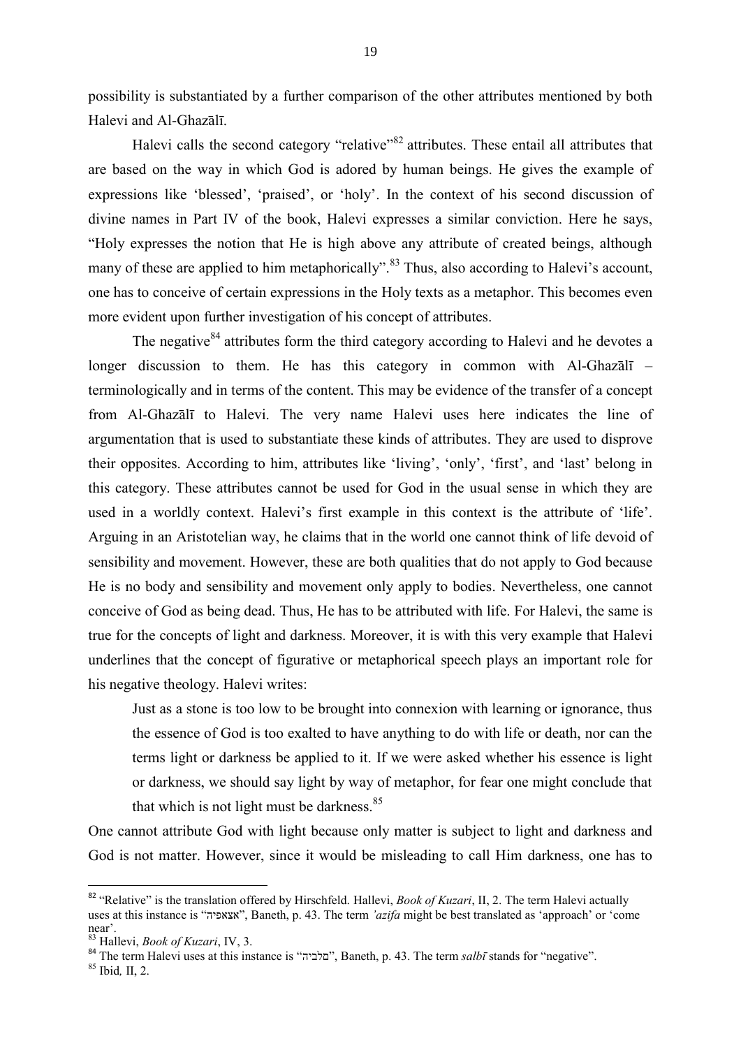possibility is substantiated by a further comparison of the other attributes mentioned by both Halevi and Al-Ghazālī.

Halevi calls the second category "relative"[82] attributes. These entail all attributes that are based on the way in which God is adored by human beings. He gives the example of expressions like 'blessed', 'praised', or 'holy'. In the context of his second discussion of divine names in Part IV of the book, Halevi expresses a similar conviction. Here he says, "Holy expresses the notion that He is high above any attribute of created beings, although many of these are applied to him metaphorically".[83] Thus, also according to Halevi's account, one has to conceive of certain expressions in the Holy texts as a metaphor. This becomes even more evident upon further investigation of his concept of attributes.

The negative[84] attributes form the third category according to Halevi and he devotes a longer discussion to them. He has this category in common with Al-Ghazālī – terminologically and in terms of the content. This may be evidence of the transfer of a concept from Al-Ghazālī to Halevi. The very name Halevi uses here indicates the line of argumentation that is used to substantiate these kinds of attributes. They are used to disprove their opposites. According to him, attributes like 'living', 'only', 'first', and 'last' belong in this category. These attributes cannot be used for God in the usual sense in which they are used in a worldly context. Halevi's first example in this context is the attribute of 'life'. Arguing in an Aristotelian way, he claims that in the world one cannot think of life devoid of sensibility and movement. However, these are both qualities that do not apply to God because He is no body and sensibility and movement only apply to bodies. Nevertheless, one cannot conceive of God as being dead. Thus, He has to be attributed with life. For Halevi, the same is true for the concepts of light and darkness. Moreover, it is with this very example that Halevi underlines that the concept of figurative or metaphorical speech plays an important role for his negative theology. Halevi writes:

> Just as a stone is too low to be brought into connexion with learning or ignorance, thus the essence of God is too exalted to have anything to do with life or death, nor can the terms light or darkness be applied to it. If we were asked whether his essence is light or darkness, we should say light by way of metaphor, for fear one might conclude that that which is not light must be darkness.[85]

One cannot attribute God with light because only matter is subject to light and darkness and God is not matter. However, since it would be misleading to call Him darkness, one has to

---

[82] "Relative" is the translation offered by Hirschfeld. Hallevi, *Book of Kuzari*, II, 2. The term Halevi actually uses at this instance is "אצאפיה", Baneth, p. 43. The term *'azifa* might be best translated as 'approach' or 'come near'.

[83] Hallevi, *Book of Kuzari*, IV, 3.

[84] The term Halevi uses at this instance is "סלביה", Baneth, p. 43. The term *salbī* stands for "negative".

[85] Ibid*,* II, 2.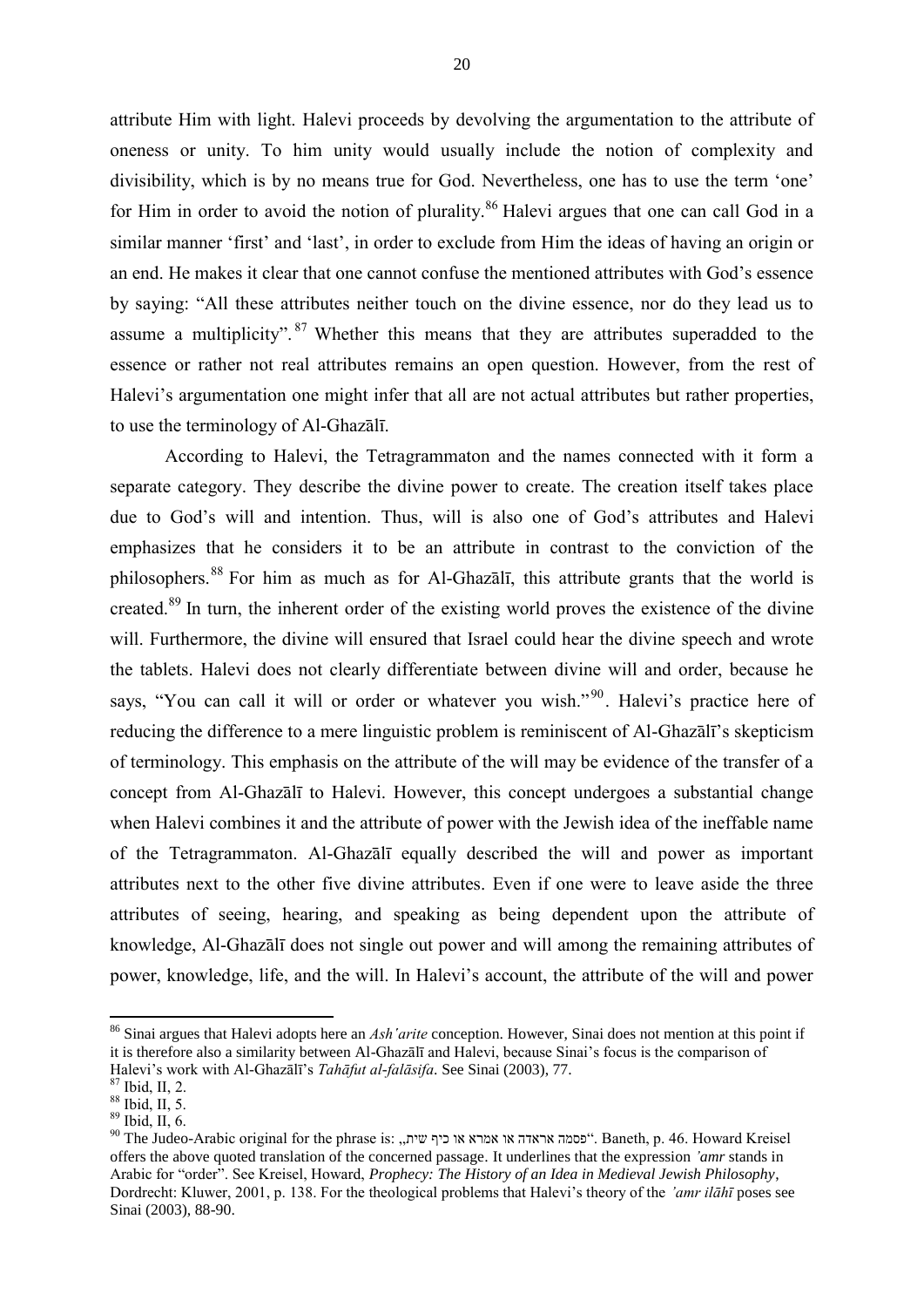attribute Him with light. Halevi proceeds by devolving the argumentation to the attribute of oneness or unity. To him unity would usually include the notion of complexity and divisibility, which is by no means true for God. Nevertheless, one has to use the term 'one' for Him in order to avoid the notion of plurality.[86] Halevi argues that one can call God in a similar manner 'first' and 'last', in order to exclude from Him the ideas of having an origin or an end. He makes it clear that one cannot confuse the mentioned attributes with God's essence by saying: "All these attributes neither touch on the divine essence, nor do they lead us to assume a multiplicity".[87] Whether this means that they are attributes superadded to the essence or rather not real attributes remains an open question. However, from the rest of Halevi's argumentation one might infer that all are not actual attributes but rather properties, to use the terminology of Al-Ghazālī.

According to Halevi, the Tetragrammaton and the names connected with it form a separate category. They describe the divine power to create. The creation itself takes place due to God's will and intention. Thus, will is also one of God's attributes and Halevi emphasizes that he considers it to be an attribute in contrast to the conviction of the philosophers.[88] For him as much as for Al-Ghazālī, this attribute grants that the world is created.[89] In turn, the inherent order of the existing world proves the existence of the divine will. Furthermore, the divine will ensured that Israel could hear the divine speech and wrote the tablets. Halevi does not clearly differentiate between divine will and order, because he says, "You can call it will or order or whatever you wish."[90]. Halevi's practice here of reducing the difference to a mere linguistic problem is reminiscent of Al-Ghazālī's skepticism of terminology. This emphasis on the attribute of the will may be evidence of the transfer of a concept from Al-Ghazālī to Halevi. However, this concept undergoes a substantial change when Halevi combines it and the attribute of power with the Jewish idea of the ineffable name of the Tetragrammaton. Al-Ghazālī equally described the will and power as important attributes next to the other five divine attributes. Even if one were to leave aside the three attributes of seeing, hearing, and speaking as being dependent upon the attribute of knowledge, Al-Ghazālī does not single out power and will among the remaining attributes of power, knowledge, life, and the will. In Halevi's account, the attribute of the will and power

---

[86] Sinai argues that Halevi adopts here an *Ash'arite* conception. However, Sinai does not mention at this point if it is therefore also a similarity between Al-Ghazālī and Halevi, because Sinai's focus is the comparison of Halevi's work with Al-Ghazālī's *Tahāfut al-falāsifa*. See Sinai (2003), 77.

[87] Ibid, II, 2.

[88] Ibid, II, 5.

[89] Ibid, II, 6.

[90] The Judeo-Arabic original for the phrase is: „פסמה אראדה או אמרא או כיף שית". Baneth, p. 46. Howard Kreisel offers the above quoted translation of the concerned passage. It underlines that the expression *'amr* stands in Arabic for "order". See Kreisel, Howard, *Prophecy: The History of an Idea in Medieval Jewish Philosophy*, Dordrecht: Kluwer, 2001, p. 138. For the theological problems that Halevi's theory of the *'amr ilāhī* poses see Sinai (2003), 88-90.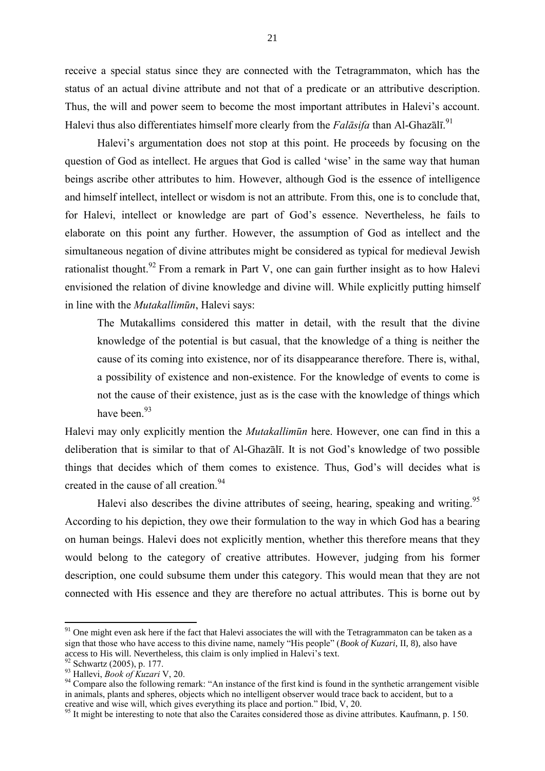receive a special status since they are connected with the Tetragrammaton, which has the status of an actual divine attribute and not that of a predicate or an attributive description. Thus, the will and power seem to become the most important attributes in Halevi's account. Halevi thus also differentiates himself more clearly from the *Falāsifa* than Al-Ghazālī.[91]

Halevi's argumentation does not stop at this point. He proceeds by focusing on the question of God as intellect. He argues that God is called 'wise' in the same way that human beings ascribe other attributes to him. However, although God is the essence of intelligence and himself intellect, intellect or wisdom is not an attribute. From this, one is to conclude that, for Halevi, intellect or knowledge are part of God's essence. Nevertheless, he fails to elaborate on this point any further. However, the assumption of God as intellect and the simultaneous negation of divine attributes might be considered as typical for medieval Jewish rationalist thought.[92] From a remark in Part V, one can gain further insight as to how Halevi envisioned the relation of divine knowledge and divine will. While explicitly putting himself in line with the *Mutakallimūn*, Halevi says:

> The Mutakallims considered this matter in detail, with the result that the divine knowledge of the potential is but casual, that the knowledge of a thing is neither the cause of its coming into existence, nor of its disappearance therefore. There is, withal, a possibility of existence and non-existence. For the knowledge of events to come is not the cause of their existence, just as is the case with the knowledge of things which have been.[93]

Halevi may only explicitly mention the *Mutakallimūn* here. However, one can find in this a deliberation that is similar to that of Al-Ghazālī. It is not God's knowledge of two possible things that decides which of them comes to existence. Thus, God's will decides what is created in the cause of all creation.[94]

Halevi also describes the divine attributes of seeing, hearing, speaking and writing.[95] According to his depiction, they owe their formulation to the way in which God has a bearing on human beings. Halevi does not explicitly mention, whether this therefore means that they would belong to the category of creative attributes. However, judging from his former description, one could subsume them under this category. This would mean that they are not connected with His essence and they are therefore no actual attributes. This is borne out by

---

[91] One might even ask here if the fact that Halevi associates the will with the Tetragrammaton can be taken as a sign that those who have access to this divine name, namely "His people" (*Book of Kuzari*, II, 8), also have access to His will. Nevertheless, this claim is only implied in Halevi's text.

[92] Schwartz (2005), p. 177.

[93] Hallevi, *Book of Kuzari* V, 20.

[94] Compare also the following remark: "An instance of the first kind is found in the synthetic arrangement visible in animals, plants and spheres, objects which no intelligent observer would trace back to accident, but to a creative and wise will, which gives everything its place and portion." Ibid, V, 20.

[95] It might be interesting to note that also the Caraites considered those as divine attributes. Kaufmann, p. 150.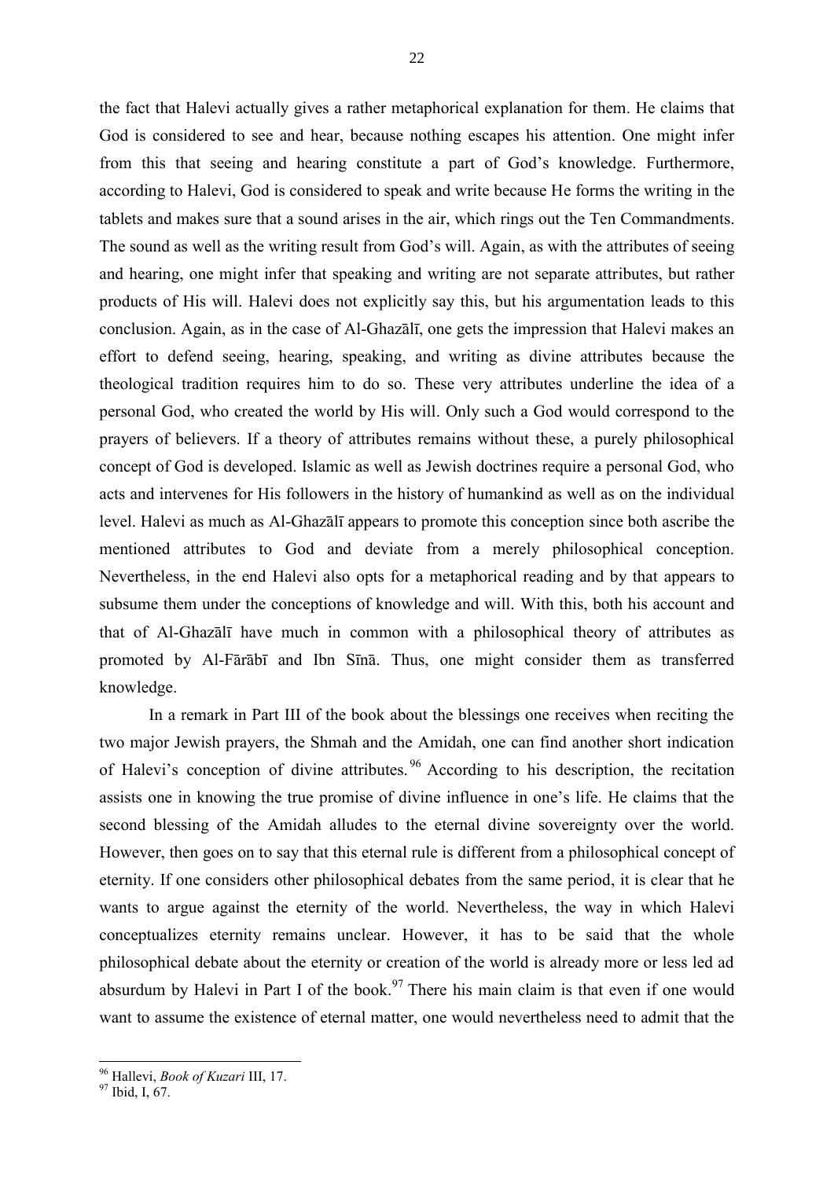the fact that Halevi actually gives a rather metaphorical explanation for them. He claims that God is considered to see and hear, because nothing escapes his attention. One might infer from this that seeing and hearing constitute a part of God's knowledge. Furthermore, according to Halevi, God is considered to speak and write because He forms the writing in the tablets and makes sure that a sound arises in the air, which rings out the Ten Commandments. The sound as well as the writing result from God's will. Again, as with the attributes of seeing and hearing, one might infer that speaking and writing are not separate attributes, but rather products of His will. Halevi does not explicitly say this, but his argumentation leads to this conclusion. Again, as in the case of Al-Ghazālī, one gets the impression that Halevi makes an effort to defend seeing, hearing, speaking, and writing as divine attributes because the theological tradition requires him to do so. These very attributes underline the idea of a personal God, who created the world by His will. Only such a God would correspond to the prayers of believers. If a theory of attributes remains without these, a purely philosophical concept of God is developed. Islamic as well as Jewish doctrines require a personal God, who acts and intervenes for His followers in the history of humankind as well as on the individual level. Halevi as much as Al-Ghazālī appears to promote this conception since both ascribe the mentioned attributes to God and deviate from a merely philosophical conception. Nevertheless, in the end Halevi also opts for a metaphorical reading and by that appears to subsume them under the conceptions of knowledge and will. With this, both his account and that of Al-Ghazālī have much in common with a philosophical theory of attributes as promoted by Al-Fārābī and Ibn Sīnā. Thus, one might consider them as transferred knowledge.

In a remark in Part III of the book about the blessings one receives when reciting the two major Jewish prayers, the Shmah and the Amidah, one can find another short indication of Halevi's conception of divine attributes.[96] According to his description, the recitation assists one in knowing the true promise of divine influence in one's life. He claims that the second blessing of the Amidah alludes to the eternal divine sovereignty over the world. However, then goes on to say that this eternal rule is different from a philosophical concept of eternity. If one considers other philosophical debates from the same period, it is clear that he wants to argue against the eternity of the world. Nevertheless, the way in which Halevi conceptualizes eternity remains unclear. However, it has to be said that the whole philosophical debate about the eternity or creation of the world is already more or less led ad absurdum by Halevi in Part I of the book.[97] There his main claim is that even if one would want to assume the existence of eternal matter, one would nevertheless need to admit that the

---

[96] Hallevi, *Book of Kuzari* III, 17.

[97] Ibid, I, 67.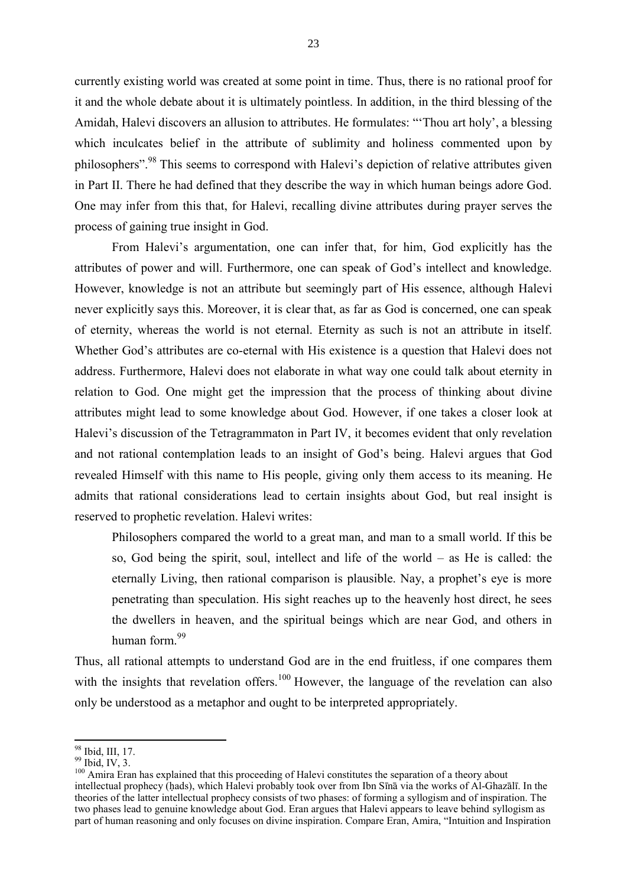currently existing world was created at some point in time. Thus, there is no rational proof for it and the whole debate about it is ultimately pointless. In addition, in the third blessing of the Amidah, Halevi discovers an allusion to attributes. He formulates: "'Thou art holy', a blessing which inculcates belief in the attribute of sublimity and holiness commented upon by philosophers".[98] This seems to correspond with Halevi's depiction of relative attributes given in Part II. There he had defined that they describe the way in which human beings adore God. One may infer from this that, for Halevi, recalling divine attributes during prayer serves the process of gaining true insight in God.

From Halevi's argumentation, one can infer that, for him, God explicitly has the attributes of power and will. Furthermore, one can speak of God's intellect and knowledge. However, knowledge is not an attribute but seemingly part of His essence, although Halevi never explicitly says this. Moreover, it is clear that, as far as God is concerned, one can speak of eternity, whereas the world is not eternal. Eternity as such is not an attribute in itself. Whether God's attributes are co-eternal with His existence is a question that Halevi does not address. Furthermore, Halevi does not elaborate in what way one could talk about eternity in relation to God. One might get the impression that the process of thinking about divine attributes might lead to some knowledge about God. However, if one takes a closer look at Halevi's discussion of the Tetragrammaton in Part IV, it becomes evident that only revelation and not rational contemplation leads to an insight of God's being. Halevi argues that God revealed Himself with this name to His people, giving only them access to its meaning. He admits that rational considerations lead to certain insights about God, but real insight is reserved to prophetic revelation. Halevi writes:

> Philosophers compared the world to a great man, and man to a small world. If this be so, God being the spirit, soul, intellect and life of the world – as He is called: the eternally Living, then rational comparison is plausible. Nay, a prophet's eye is more penetrating than speculation. His sight reaches up to the heavenly host direct, he sees the dwellers in heaven, and the spiritual beings which are near God, and others in human form.[99]

Thus, all rational attempts to understand God are in the end fruitless, if one compares them with the insights that revelation offers.[100] However, the language of the revelation can also only be understood as a metaphor and ought to be interpreted appropriately.

---

[98] Ibid, III, 17.

[99] Ibid, IV, 3.

[100] Amira Eran has explained that this proceeding of Halevi constitutes the separation of a theory about intellectual prophecy (ḥads), which Halevi probably took over from Ibn Sīnā via the works of Al-Ghazālī. In the theories of the latter intellectual prophecy consists of two phases: of forming a syllogism and of inspiration. The two phases lead to genuine knowledge about God. Eran argues that Halevi appears to leave behind syllogism as part of human reasoning and only focuses on divine inspiration. Compare Eran, Amira, "Intuition and Inspiration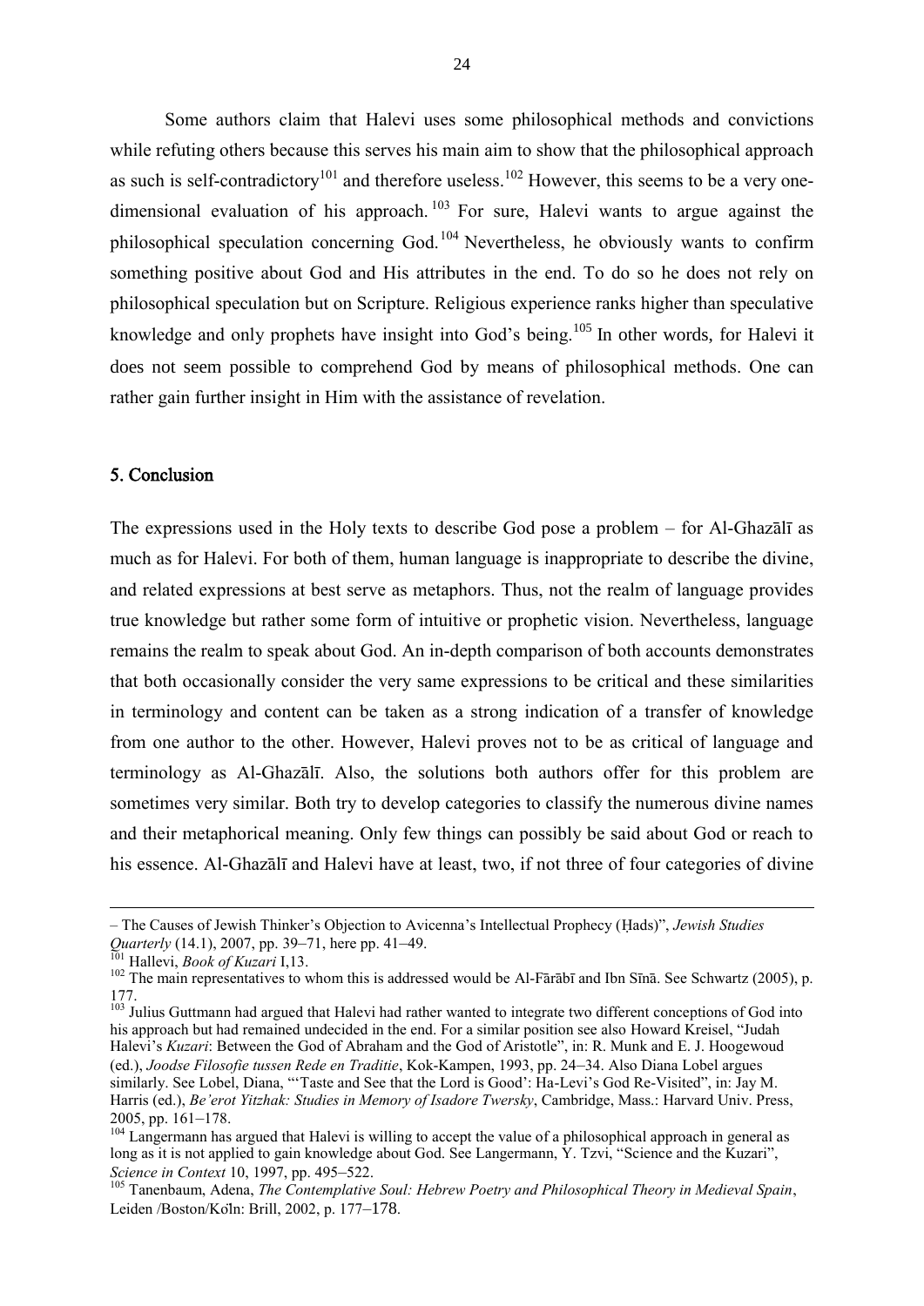Some authors claim that Halevi uses some philosophical methods and convictions while refuting others because this serves his main aim to show that the philosophical approach as such is self-contradictory[101] and therefore useless.[102] However, this seems to be a very one-dimensional evaluation of his approach.[103] For sure, Halevi wants to argue against the philosophical speculation concerning God.[104] Nevertheless, he obviously wants to confirm something positive about God and His attributes in the end. To do so he does not rely on philosophical speculation but on Scripture. Religious experience ranks higher than speculative knowledge and only prophets have insight into God's being.[105] In other words, for Halevi it does not seem possible to comprehend God by means of philosophical methods. One can rather gain further insight in Him with the assistance of revelation.

## 5. Conclusion

The expressions used in the Holy texts to describe God pose a problem – for Al-Ghazālī as much as for Halevi. For both of them, human language is inappropriate to describe the divine, and related expressions at best serve as metaphors. Thus, not the realm of language provides true knowledge but rather some form of intuitive or prophetic vision. Nevertheless, language remains the realm to speak about God. An in-depth comparison of both accounts demonstrates that both occasionally consider the very same expressions to be critical and these similarities in terminology and content can be taken as a strong indication of a transfer of knowledge from one author to the other. However, Halevi proves not to be as critical of language and terminology as Al-Ghazālī. Also, the solutions both authors offer for this problem are sometimes very similar. Both try to develop categories to classify the numerous divine names and their metaphorical meaning. Only few things can possibly be said about God or reach to his essence. Al-Ghazālī and Halevi have at least, two, if not three of four categories of divine

---

– The Causes of Jewish Thinker's Objection to Avicenna's Intellectual Prophecy (Ḥads)", *Jewish Studies Quarterly* (14.1), 2007, pp. 39–71, here pp. 41–49.

[101] Hallevi, *Book of Kuzari* I,13.

[102] The main representatives to whom this is addressed would be Al-Fārābī and Ibn Sīnā. See Schwartz (2005), p. 177.

[103] Julius Guttmann had argued that Halevi had rather wanted to integrate two different conceptions of God into his approach but had remained undecided in the end. For a similar position see also Howard Kreisel, "Judah Halevi's *Kuzari*: Between the God of Abraham and the God of Aristotle", in: R. Munk and E. J. Hoogewoud (ed.), *Joodse Filosofie tussen Rede en Traditie*, Kok-Kampen, 1993, pp. 24–34. Also Diana Lobel argues similarly. See Lobel, Diana, "'Taste and See that the Lord is Good': Ha-Levi's God Re-Visited", in: Jay M. Harris (ed.), *Be'erot Yitzhak: Studies in Memory of Isadore Twersky*, Cambridge, Mass.: Harvard Univ. Press, 2005, pp. 161–178.

[104] Langermann has argued that Halevi is willing to accept the value of a philosophical approach in general as long as it is not applied to gain knowledge about God. See Langermann, Y. Tzvi, "Science and the Kuzari", *Science in Context* 10, 1997, pp. 495–522.

[105] Tanenbaum, Adena, *The Contemplative Soul: Hebrew Poetry and Philosophical Theory in Medieval Spain*, Leiden /Boston/Köln: Brill, 2002, p. 177–178.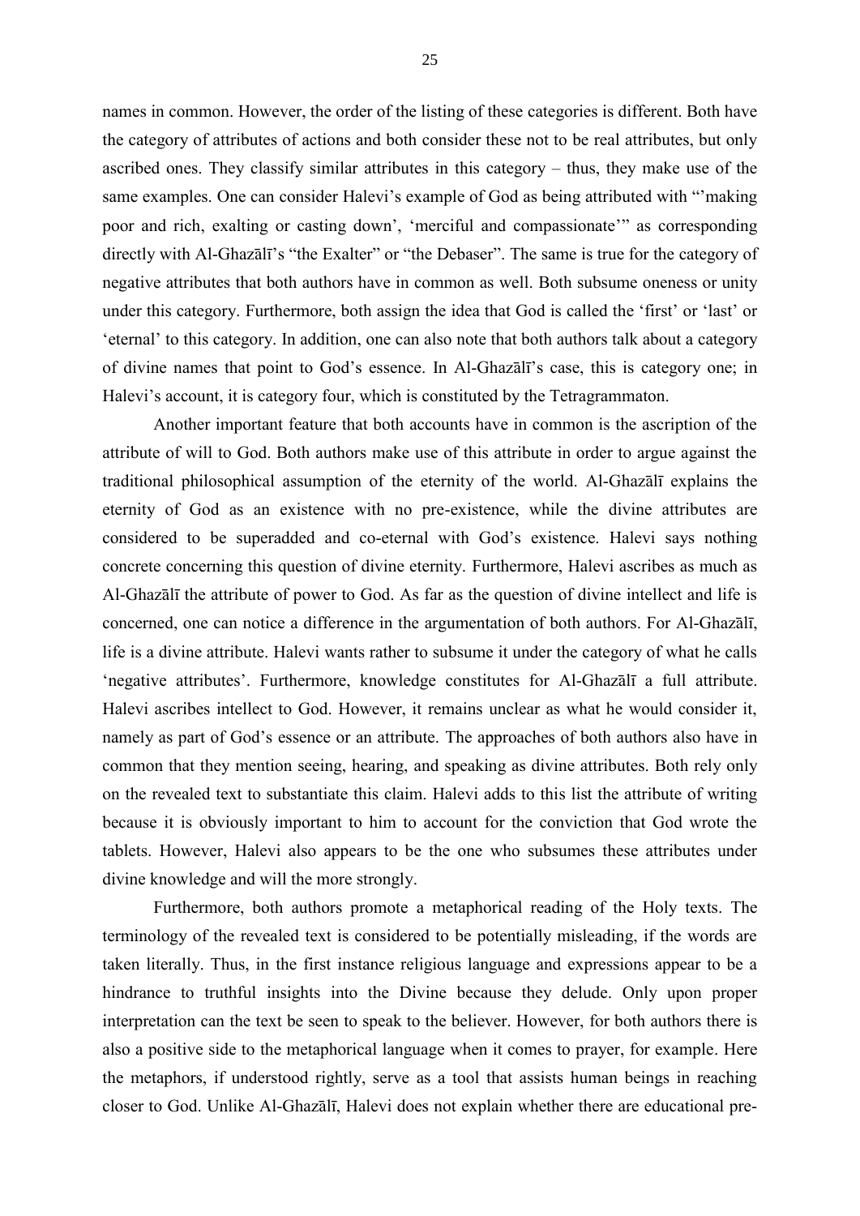names in common. However, the order of the listing of these categories is different. Both have the category of attributes of actions and both consider these not to be real attributes, but only ascribed ones. They classify similar attributes in this category – thus, they make use of the same examples. One can consider Halevi's example of God as being attributed with "'making poor and rich, exalting or casting down', 'merciful and compassionate'" as corresponding directly with Al-Ghazālī's "the Exalter" or "the Debaser". The same is true for the category of negative attributes that both authors have in common as well. Both subsume oneness or unity under this category. Furthermore, both assign the idea that God is called the 'first' or 'last' or 'eternal' to this category. In addition, one can also note that both authors talk about a category of divine names that point to God's essence. In Al-Ghazālī's case, this is category one; in Halevi's account, it is category four, which is constituted by the Tetragrammaton.

Another important feature that both accounts have in common is the ascription of the attribute of will to God. Both authors make use of this attribute in order to argue against the traditional philosophical assumption of the eternity of the world. Al-Ghazālī explains the eternity of God as an existence with no pre-existence, while the divine attributes are considered to be superadded and co-eternal with God's existence. Halevi says nothing concrete concerning this question of divine eternity. Furthermore, Halevi ascribes as much as Al-Ghazālī the attribute of power to God. As far as the question of divine intellect and life is concerned, one can notice a difference in the argumentation of both authors. For Al-Ghazālī, life is a divine attribute. Halevi wants rather to subsume it under the category of what he calls 'negative attributes'. Furthermore, knowledge constitutes for Al-Ghazālī a full attribute. Halevi ascribes intellect to God. However, it remains unclear as what he would consider it, namely as part of God's essence or an attribute. The approaches of both authors also have in common that they mention seeing, hearing, and speaking as divine attributes. Both rely only on the revealed text to substantiate this claim. Halevi adds to this list the attribute of writing because it is obviously important to him to account for the conviction that God wrote the tablets. However, Halevi also appears to be the one who subsumes these attributes under divine knowledge and will the more strongly.

Furthermore, both authors promote a metaphorical reading of the Holy texts. The terminology of the revealed text is considered to be potentially misleading, if the words are taken literally. Thus, in the first instance religious language and expressions appear to be a hindrance to truthful insights into the Divine because they delude. Only upon proper interpretation can the text be seen to speak to the believer. However, for both authors there is also a positive side to the metaphorical language when it comes to prayer, for example. Here the metaphors, if understood rightly, serve as a tool that assists human beings in reaching closer to God. Unlike Al-Ghazālī, Halevi does not explain whether there are educational pre-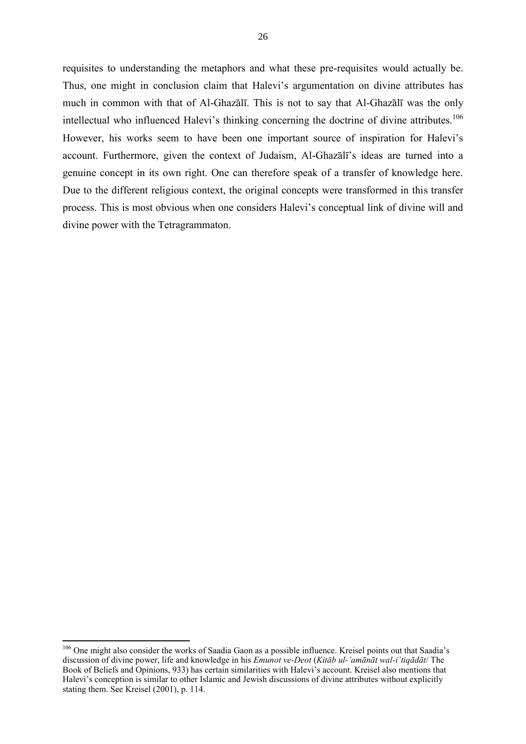requisites to understanding the metaphors and what these pre-requisites would actually be. Thus, one might in conclusion claim that Halevi's argumentation on divine attributes has much in common with that of Al-Ghazālī. This is not to say that Al-Ghazālī was the only intellectual who influenced Halevi's thinking concerning the doctrine of divine attributes.[106] However, his works seem to have been one important source of inspiration for Halevi's account. Furthermore, given the context of Judaism, Al-Ghazālī's ideas are turned into a genuine concept in its own right. One can therefore speak of a transfer of knowledge here. Due to the different religious context, the original concepts were transformed in this transfer process. This is most obvious when one considers Halevi's conceptual link of divine will and divine power with the Tetragrammaton.

---

[106] One might also consider the works of Saadia Gaon as a possible influence. Kreisel points out that Saadia's discussion of divine power, life and knowledge in his *Emunot ve-Deot* (*Kitāb ul-'amānāt wal-i'tiqādāt*/ The Book of Beliefs and Opinions, 933) has certain similarities with Halevi's account. Kreisel also mentions that Halevi's conception is similar to other Islamic and Jewish discussions of divine attributes without explicitly stating them. See Kreisel (2001), p. 114.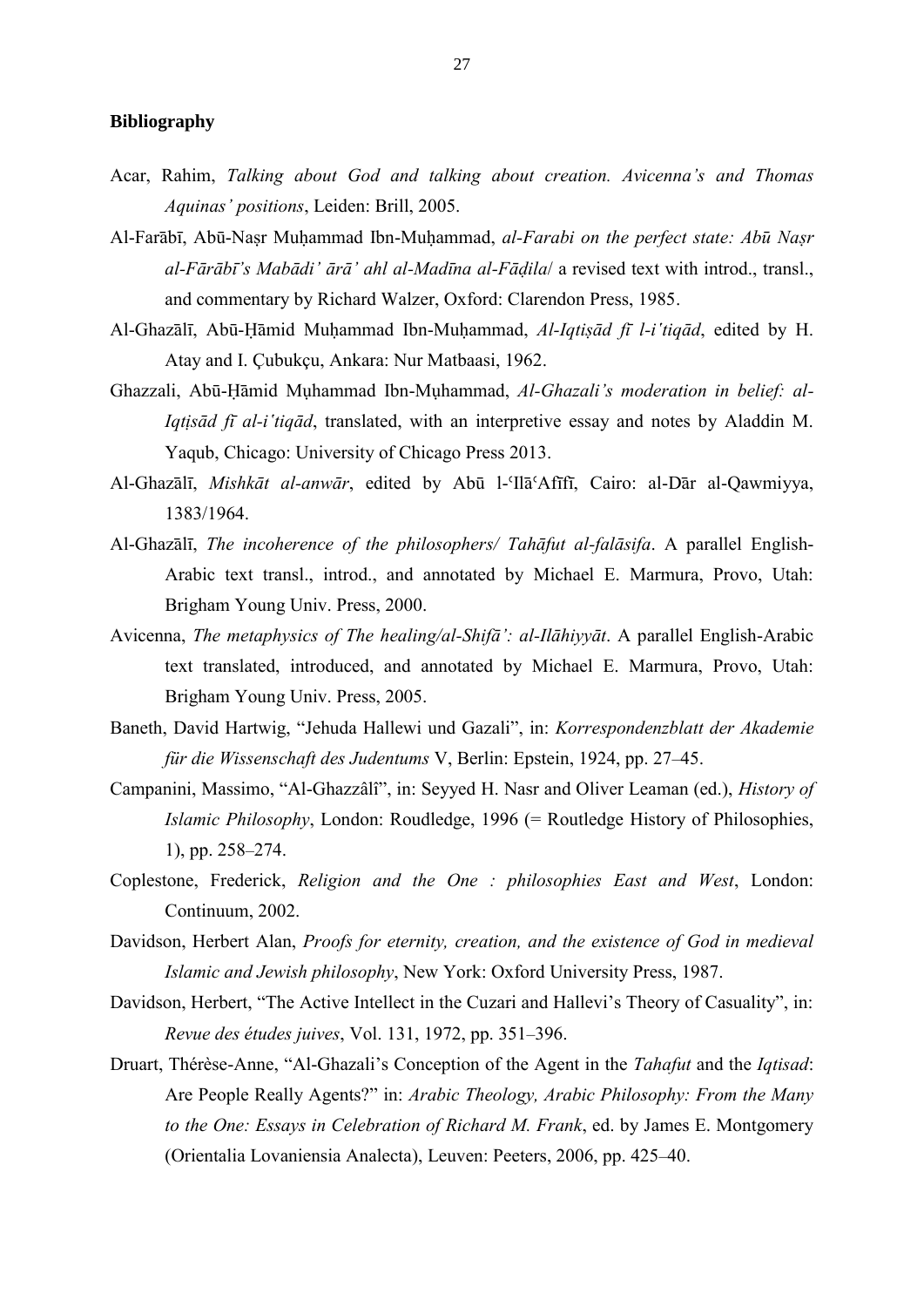**Bibliography**

Acar, Rahim, *Talking about God and talking about creation. Avicenna's and Thomas Aquinas' positions*, Leiden: Brill, 2005.

Al-Farābī, Abū-Naṣr Muḥammad Ibn-Muḥammad, *al-Farabi on the perfect state: Abū Naṣr al-Fārābī's Mabādi' ārā' ahl al-Madīna al-Fāḍila*/ a revised text with introd., transl., and commentary by Richard Walzer, Oxford: Clarendon Press, 1985.

Al-Ghazālī, Abū-Ḥāmid Muḥammad Ibn-Muḥammad, *Al-Iqtiṣād fī l-i'tiqād*, edited by H. Atay and I. Çubukçu, Ankara: Nur Matbaasi, 1962.

Ghazzali, Abū-Ḥāmid Mụhammad Ibn-Mụhammad, *Al-Ghazali's moderation in belief: al-Iqtịsād fī al-i'tiqād*, translated, with an interpretive essay and notes by Aladdin M. Yaqub, Chicago: University of Chicago Press 2013.

Al-Ghazālī, *Mishkāt al-anwār*, edited by Abū l-ʿIlāʿAfīfī, Cairo: al-Dār al-Qawmiyya, 1383/1964.

Al-Ghazālī, *The incoherence of the philosophers/ Tahāfut al-falāsifa*. A parallel English-Arabic text transl., introd., and annotated by Michael E. Marmura, Provo, Utah: Brigham Young Univ. Press, 2000.

Avicenna, *The metaphysics of The healing/al-Shifā': al-Ilāhiyyāt*. A parallel English-Arabic text translated, introduced, and annotated by Michael E. Marmura, Provo, Utah: Brigham Young Univ. Press, 2005.

Baneth, David Hartwig, "Jehuda Hallewi und Gazali", in: *Korrespondenzblatt der Akademie für die Wissenschaft des Judentums* V, Berlin: Epstein, 1924, pp. 27–45.

Campanini, Massimo, "Al-Ghazzâlî", in: Seyyed H. Nasr and Oliver Leaman (ed.), *History of Islamic Philosophy*, London: Roudledge, 1996 (= Routledge History of Philosophies, 1), pp. 258–274.

Coplestone, Frederick, *Religion and the One : philosophies East and West*, London: Continuum, 2002.

Davidson, Herbert Alan, *Proofs for eternity, creation, and the existence of God in medieval Islamic and Jewish philosophy*, New York: Oxford University Press, 1987.

Davidson, Herbert, "The Active Intellect in the Cuzari and Hallevi's Theory of Casuality", in: *Revue des études juives*, Vol. 131, 1972, pp. 351–396.

Druart, Thérèse-Anne, "Al-Ghazali's Conception of the Agent in the *Tahafut* and the *Iqtisad*: Are People Really Agents?" in: *Arabic Theology, Arabic Philosophy: From the Many to the One: Essays in Celebration of Richard M. Frank*, ed. by James E. Montgomery (Orientalia Lovaniensia Analecta), Leuven: Peeters, 2006, pp. 425–40.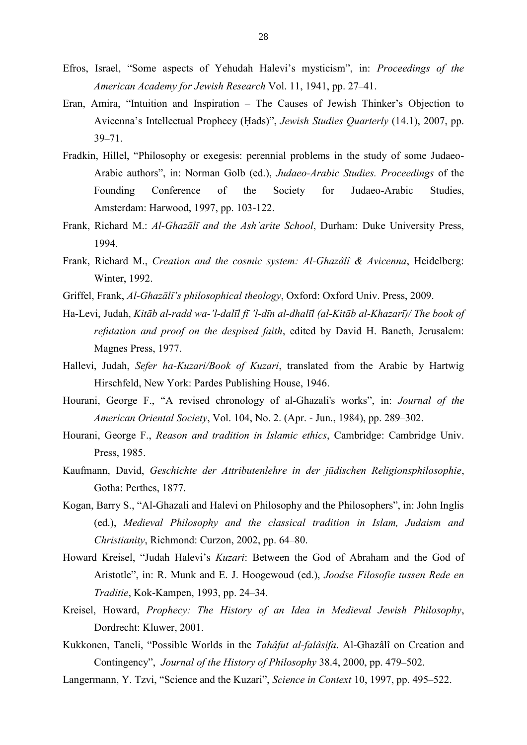Efros, Israel, “Some aspects of Yehudah Halevi’s mysticism”, in: *Proceedings of the American Academy for Jewish Research* Vol. 11, 1941, pp. 27–41.

Eran, Amira, “Intuition and Inspiration – The Causes of Jewish Thinker’s Objection to Avicenna’s Intellectual Prophecy (Ḥads)”, *Jewish Studies Quarterly* (14.1), 2007, pp. 39–71.

Fradkin, Hillel, “Philosophy or exegesis: perennial problems in the study of some Judaeo-Arabic authors”, in: Norman Golb (ed.), *Judaeo-Arabic Studies. Proceedings* of the Founding Conference of the Society for Judaeo-Arabic Studies, Amsterdam: Harwood, 1997, pp. 103-122.

Frank, Richard M.: *Al-Ghazālī and the Ash'arite School*, Durham: Duke University Press, 1994.

Frank, Richard M., *Creation and the cosmic system: Al-Ghazâlî & Avicenna*, Heidelberg: Winter, 1992.

Griffel, Frank, *Al-Ghazālī’s philosophical theology*, Oxford: Oxford Univ. Press, 2009.

Ha-Levi, Judah, *Kitāb al-radd wa-’l-dalīl fī ’l-dīn al-dhalīl (al-Kitāb al-Khazarī)/ The book of refutation and proof on the despised faith*, edited by David H. Baneth, Jerusalem: Magnes Press, 1977.

Hallevi, Judah, *Sefer ha-Kuzari/Book of Kuzari*, translated from the Arabic by Hartwig Hirschfeld, New York: Pardes Publishing House, 1946.

Hourani, George F., “A revised chronology of al-Ghazali's works”, in: *Journal of the American Oriental Society*, Vol. 104, No. 2. (Apr. - Jun., 1984), pp. 289–302.

Hourani, George F., *Reason and tradition in Islamic ethics*, Cambridge: Cambridge Univ. Press, 1985.

Kaufmann, David, *Geschichte der Attributenlehre in der jüdischen Religionsphilosophie*, Gotha: Perthes, 1877.

Kogan, Barry S., “Al-Ghazali and Halevi on Philosophy and the Philosophers”, in: John Inglis (ed.), *Medieval Philosophy and the classical tradition in Islam, Judaism and Christianity*, Richmond: Curzon, 2002, pp. 64–80.

Howard Kreisel, “Judah Halevi’s *Kuzari*: Between the God of Abraham and the God of Aristotle”, in: R. Munk and E. J. Hoogewoud (ed.), *Joodse Filosofie tussen Rede en Traditie*, Kok-Kampen, 1993, pp. 24–34.

Kreisel, Howard, *Prophecy: The History of an Idea in Medieval Jewish Philosophy*, Dordrecht: Kluwer, 2001.

Kukkonen, Taneli, “Possible Worlds in the *Tahâfut al-falâsifa*. Al-Ghazâlî on Creation and Contingency”, *Journal of the History of Philosophy* 38.4, 2000, pp. 479–502.

Langermann, Y. Tzvi, “Science and the Kuzari”, *Science in Context* 10, 1997, pp. 495–522.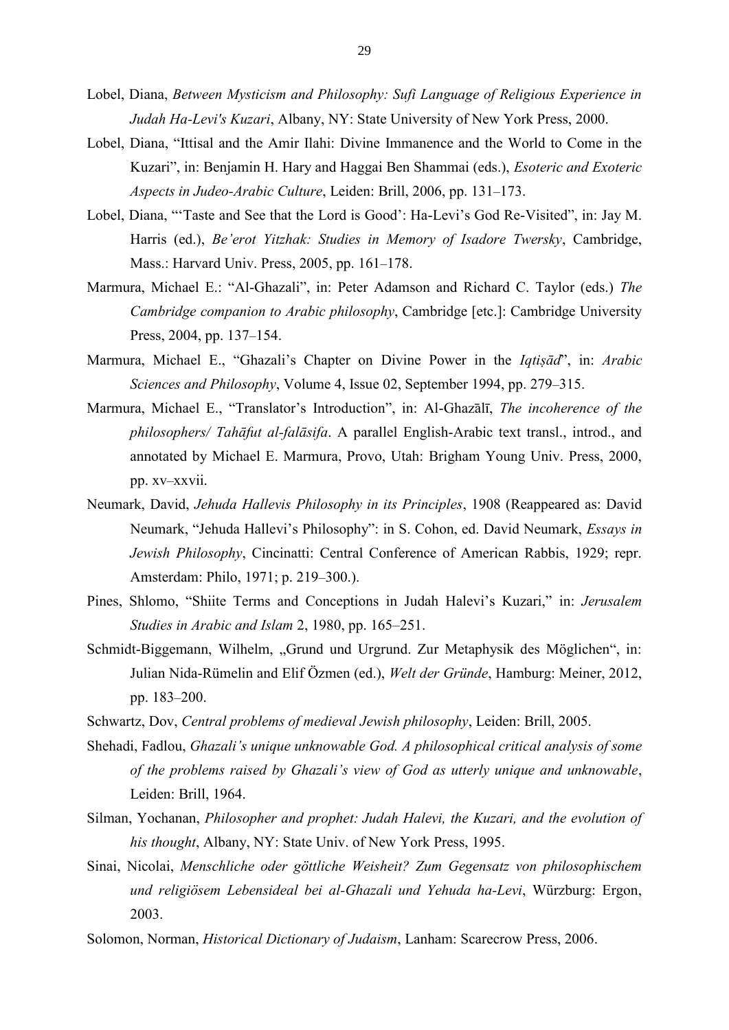Lobel, Diana, *Between Mysticism and Philosophy: Sufi Language of Religious Experience in Judah Ha-Levi's Kuzari*, Albany, NY: State University of New York Press, 2000.

Lobel, Diana, "Ittisal and the Amir Ilahi: Divine Immanence and the World to Come in the Kuzari", in: Benjamin H. Hary and Haggai Ben Shammai (eds.), *Esoteric and Exoteric Aspects in Judeo-Arabic Culture*, Leiden: Brill, 2006, pp. 131–173.

Lobel, Diana, "'Taste and See that the Lord is Good': Ha-Levi's God Re-Visited", in: Jay M. Harris (ed.), *Be'erot Yitzhak: Studies in Memory of Isadore Twersky*, Cambridge, Mass.: Harvard Univ. Press, 2005, pp. 161–178.

Marmura, Michael E.: "Al-Ghazali", in: Peter Adamson and Richard C. Taylor (eds.) *The Cambridge companion to Arabic philosophy*, Cambridge [etc.]: Cambridge University Press, 2004, pp. 137–154.

Marmura, Michael E., "Ghazali's Chapter on Divine Power in the *Iqtiṣād*", in: *Arabic Sciences and Philosophy*, Volume 4, Issue 02, September 1994, pp. 279–315.

Marmura, Michael E., "Translator's Introduction", in: Al-Ghazālī, *The incoherence of the philosophers/ Tahāfut al-falāsifa*. A parallel English-Arabic text transl., introd., and annotated by Michael E. Marmura, Provo, Utah: Brigham Young Univ. Press, 2000, pp. xv–xxvii.

Neumark, David, *Jehuda Hallevis Philosophy in its Principles*, 1908 (Reappeared as: David Neumark, "Jehuda Hallevi's Philosophy": in S. Cohon, ed. David Neumark, *Essays in Jewish Philosophy*, Cincinatti: Central Conference of American Rabbis, 1929; repr. Amsterdam: Philo, 1971; p. 219–300.).

Pines, Shlomo, "Shiite Terms and Conceptions in Judah Halevi's Kuzari," in: *Jerusalem Studies in Arabic and Islam* 2, 1980, pp. 165–251.

Schmidt-Biggemann, Wilhelm, „Grund und Urgrund. Zur Metaphysik des Möglichen", in: Julian Nida-Rümelin and Elif Özmen (ed.), *Welt der Gründe*, Hamburg: Meiner, 2012, pp. 183–200.

Schwartz, Dov, *Central problems of medieval Jewish philosophy*, Leiden: Brill, 2005.

Shehadi, Fadlou, *Ghazali's unique unknowable God. A philosophical critical analysis of some of the problems raised by Ghazali's view of God as utterly unique and unknowable*, Leiden: Brill, 1964.

Silman, Yochanan, *Philosopher and prophet: Judah Halevi, the Kuzari, and the evolution of his thought*, Albany, NY: State Univ. of New York Press, 1995.

Sinai, Nicolai, *Menschliche oder göttliche Weisheit? Zum Gegensatz von philosophischem und religiösem Lebensideal bei al-Ghazali und Yehuda ha-Levi*, Würzburg: Ergon, 2003.

Solomon, Norman, *Historical Dictionary of Judaism*, Lanham: Scarecrow Press, 2006.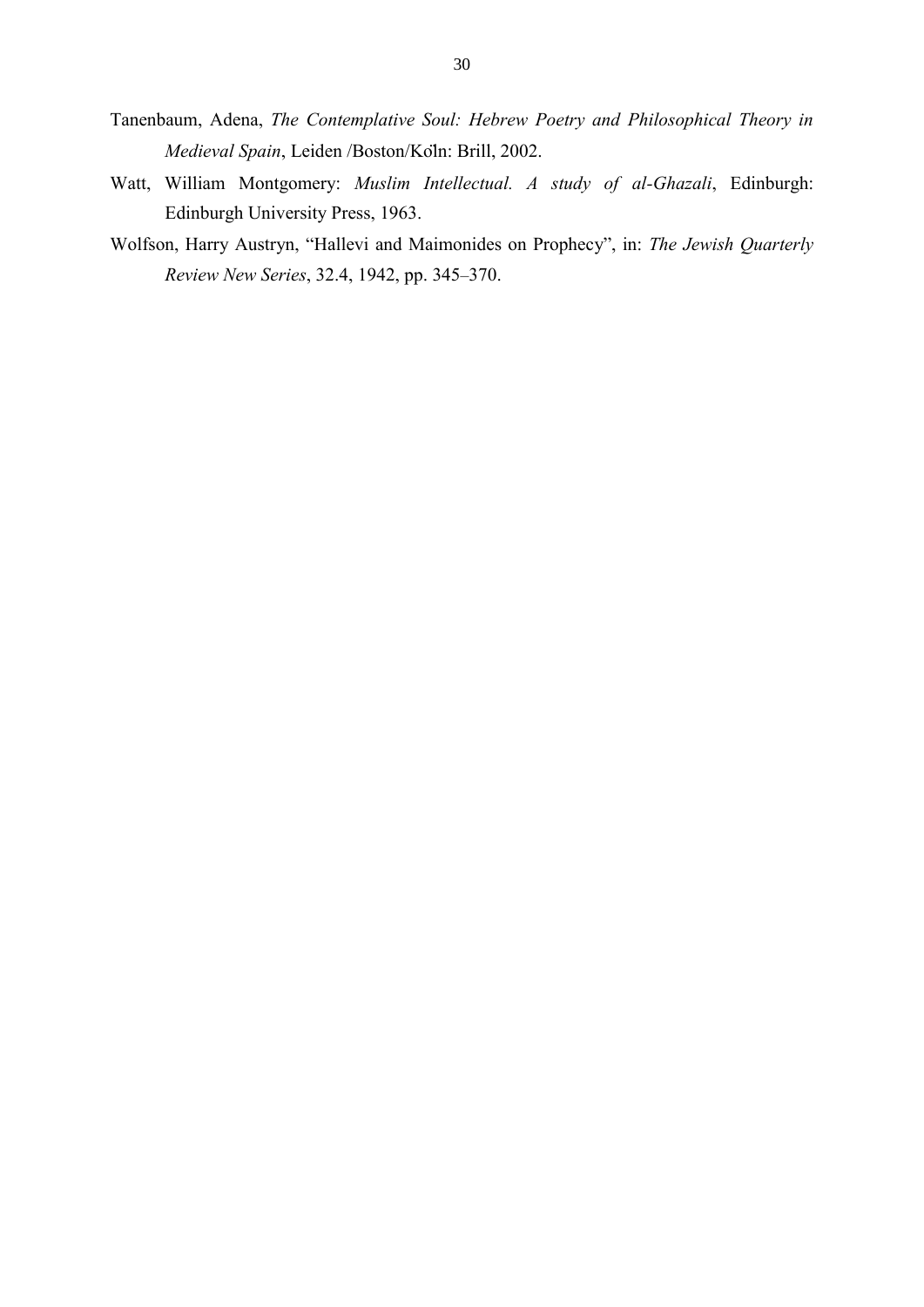Tanenbaum, Adena, *The Contemplative Soul: Hebrew Poetry and Philosophical Theory in Medieval Spain*, Leiden /Boston/Köln: Brill, 2002.

Watt, William Montgomery: *Muslim Intellectual. A study of al-Ghazali*, Edinburgh: Edinburgh University Press, 1963.

Wolfson, Harry Austryn, "Hallevi and Maimonides on Prophecy", in: *The Jewish Quarterly Review New Series*, 32.4, 1942, pp. 345–370.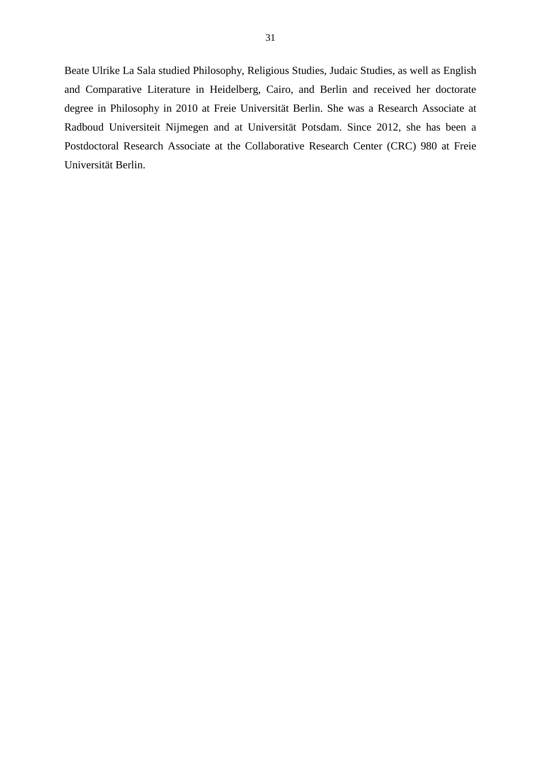Beate Ulrike La Sala studied Philosophy, Religious Studies, Judaic Studies, as well as English and Comparative Literature in Heidelberg, Cairo, and Berlin and received her doctorate degree in Philosophy in 2010 at Freie Universität Berlin. She was a Research Associate at Radboud Universiteit Nijmegen and at Universität Potsdam. Since 2012, she has been a Postdoctoral Research Associate at the Collaborative Research Center (CRC) 980 at Freie Universität Berlin.